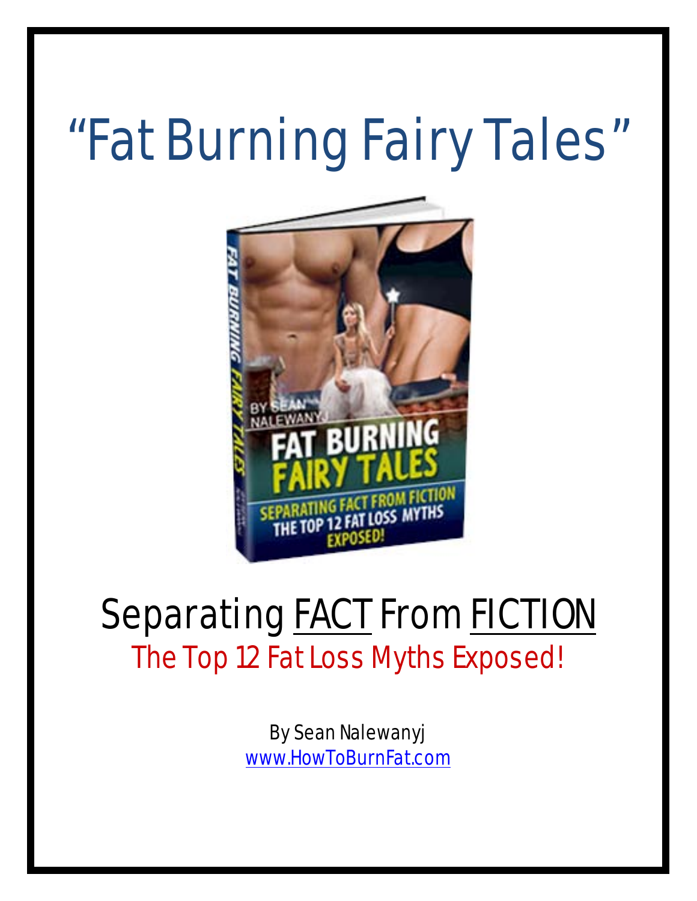# "Fat Burning Fairy Tales"

## Separating FACT From FICTION

### The Top 12 Fat Loss Myths Exposed!

By Sean Nalewanyj

www.HowToBurnFat.com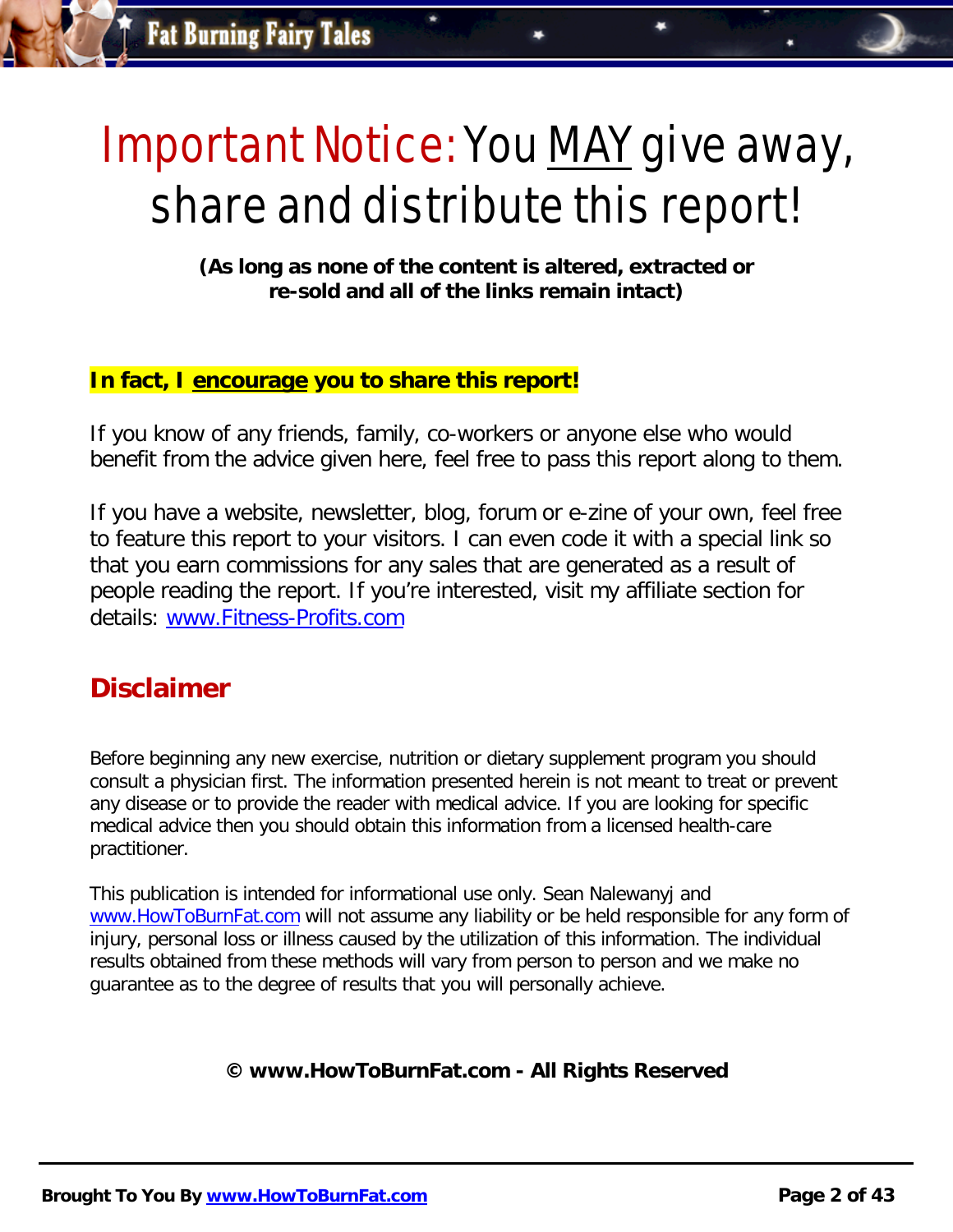# Important Notice: You MAY give away, share and distribute this report!

**(As long as none of the content is altered, extracted or re-sold and all of the links remain intact)**

**In fact, I encourage you to share this report!**

If you know of any friends, family, co-workers or anyone else who would benefit from the advice given here, feel free to pass this report along to them.

If you have a website, newsletter, blog, forum or e-zine of your own, feel free to feature this report to your visitors. I can even code it with a special link so that you earn commissions for any sales that are generated as a result of people reading the report. If you're interested, visit my affiliate section for details: www.Fitness-Profits.com

## Disclaimer

Before beginning any new exercise, nutrition or dietary supplement program you should consult a physician first. The information presented herein is not meant to treat or prevent any disease or to provide the reader with medical advice. If you are looking for specific medical advice then you should obtain this information from a licensed health-care practitioner.

This publication is intended for informational use only. Sean Nalewanyj and www.HowToBurnFat.com will not assume any liability or be held responsible for any form of injury, personal loss or illness caused by the utilization of this information. The individual results obtained from these methods will vary from person to person and we make no guarantee as to the degree of results that you will personally achieve.

**© www.HowToBurnFat.com - All Rights Reserved**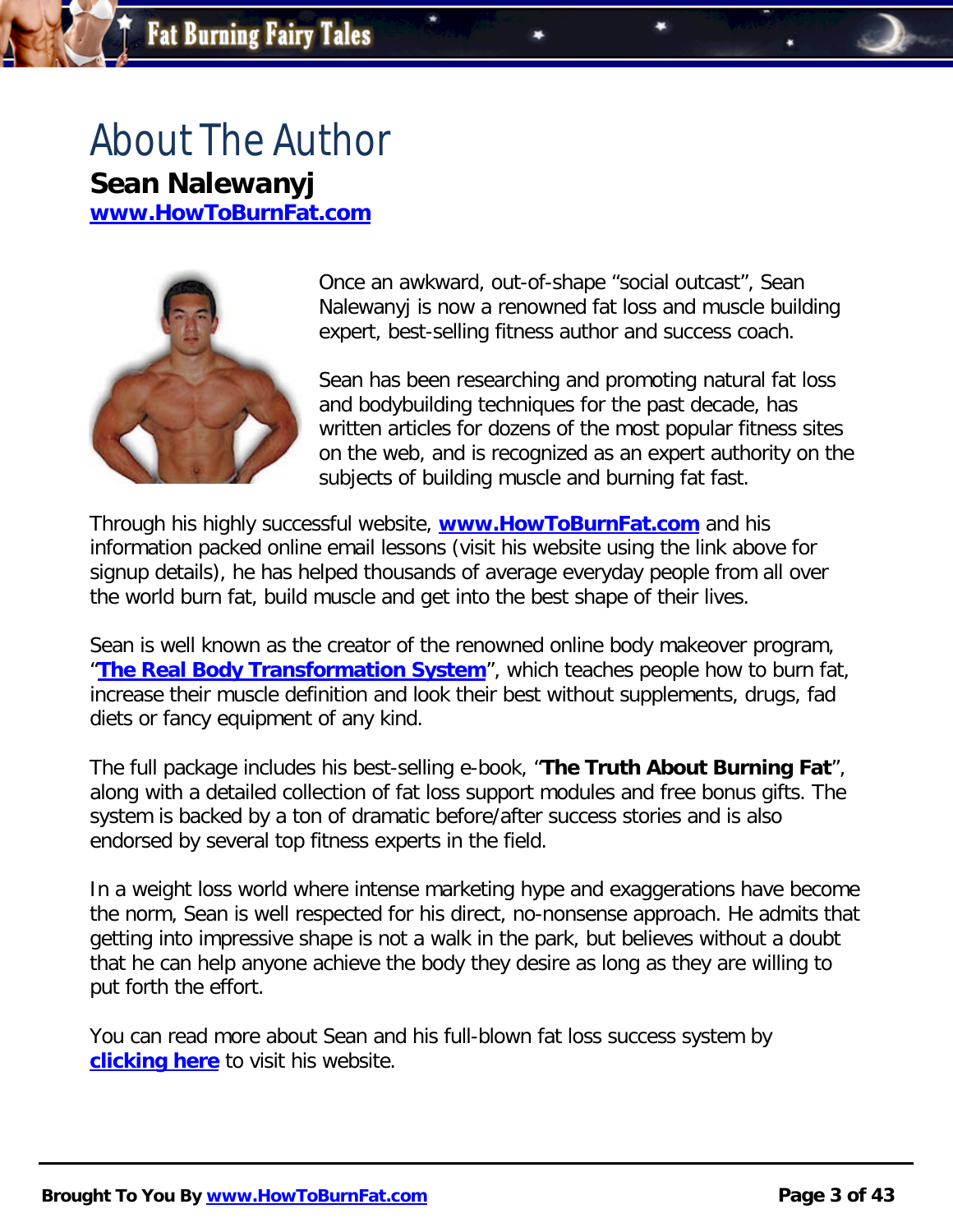# About The Author

**Sean Nalewanyj**

**www.HowToBurnFat.com**

Once an awkward, out-of-shape “social outcast”, Sean Nalewanyj is now a renowned fat loss and muscle building expert, best-selling fitness author and success coach.

Sean has been researching and promoting natural fat loss and bodybuilding techniques for the past decade, has written articles for dozens of the most popular fitness sites on the web, and is recognized as an expert authority on the subjects of building muscle and burning fat fast.

Through his highly successful website, **www.HowToBurnFat.com** and his information packed online email lessons (visit his website using the link above for signup details), he has helped thousands of average everyday people from all over the world burn fat, build muscle and get into the best shape of their lives.

Sean is well known as the creator of the renowned online body makeover program, “**The Real Body Transformation System**”, which teaches people how to burn fat, increase their muscle definition and look their best without supplements, drugs, fad diets or fancy equipment of any kind.

The full package includes his best-selling e-book, “**The Truth About Burning Fat**”, along with a detailed collection of fat loss support modules and free bonus gifts. The system is backed by a ton of dramatic before/after success stories and is also endorsed by several top fitness experts in the field.

In a weight loss world where intense marketing hype and exaggerations have become the norm, Sean is well respected for his direct, no-nonsense approach. He admits that getting into impressive shape is not a walk in the park, but believes without a doubt that he can help anyone achieve the body they desire as long as they are willing to put forth the effort.

You can read more about Sean and his full-blown fat loss success system by **clicking here** to visit his website.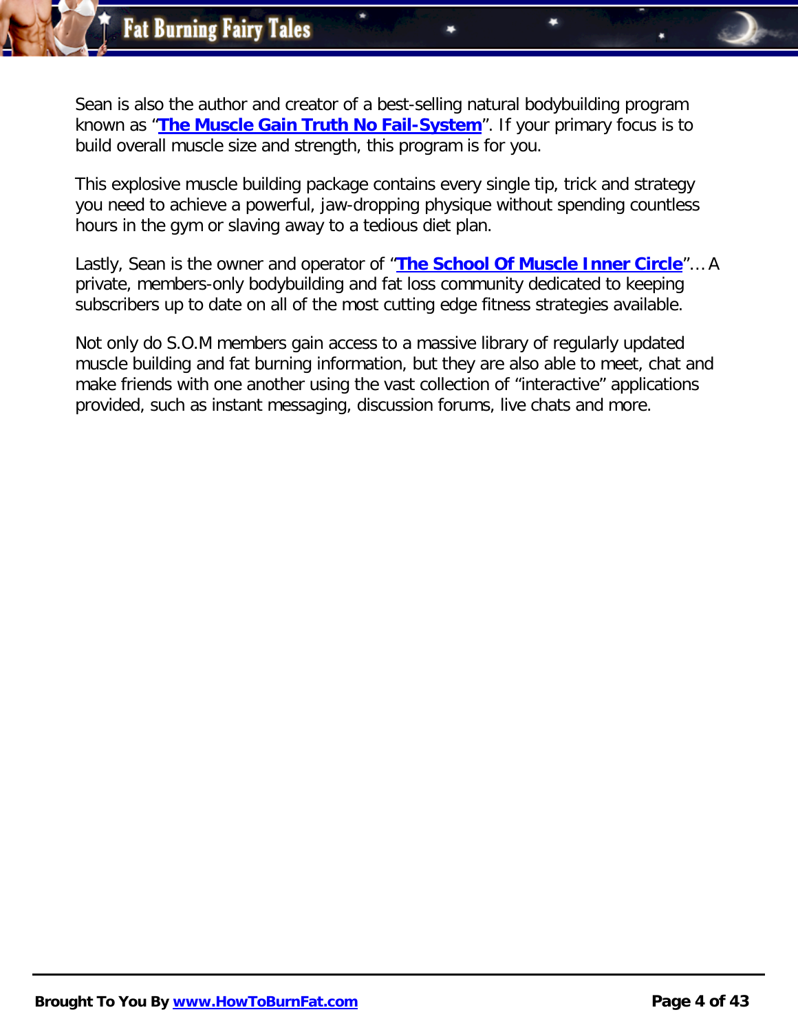Sean is also the author and creator of a best-selling natural bodybuilding program known as “**The Muscle Gain Truth No Fail-System**”. If your primary focus is to build overall muscle size and strength, this program is for you.

This explosive muscle building package contains every single tip, trick and strategy you need to achieve a powerful, jaw-dropping physique without spending countless hours in the gym or slaving away to a tedious diet plan.

Lastly, Sean is the owner and operator of “**The School Of Muscle Inner Circle**”… A private, members-only bodybuilding and fat loss community dedicated to keeping subscribers up to date on all of the most cutting edge fitness strategies available.

Not only do S.O.M members gain access to a massive library of regularly updated muscle building and fat burning information, but they are also able to meet, chat and make friends with one another using the vast collection of “interactive” applications provided, such as instant messaging, discussion forums, live chats and more.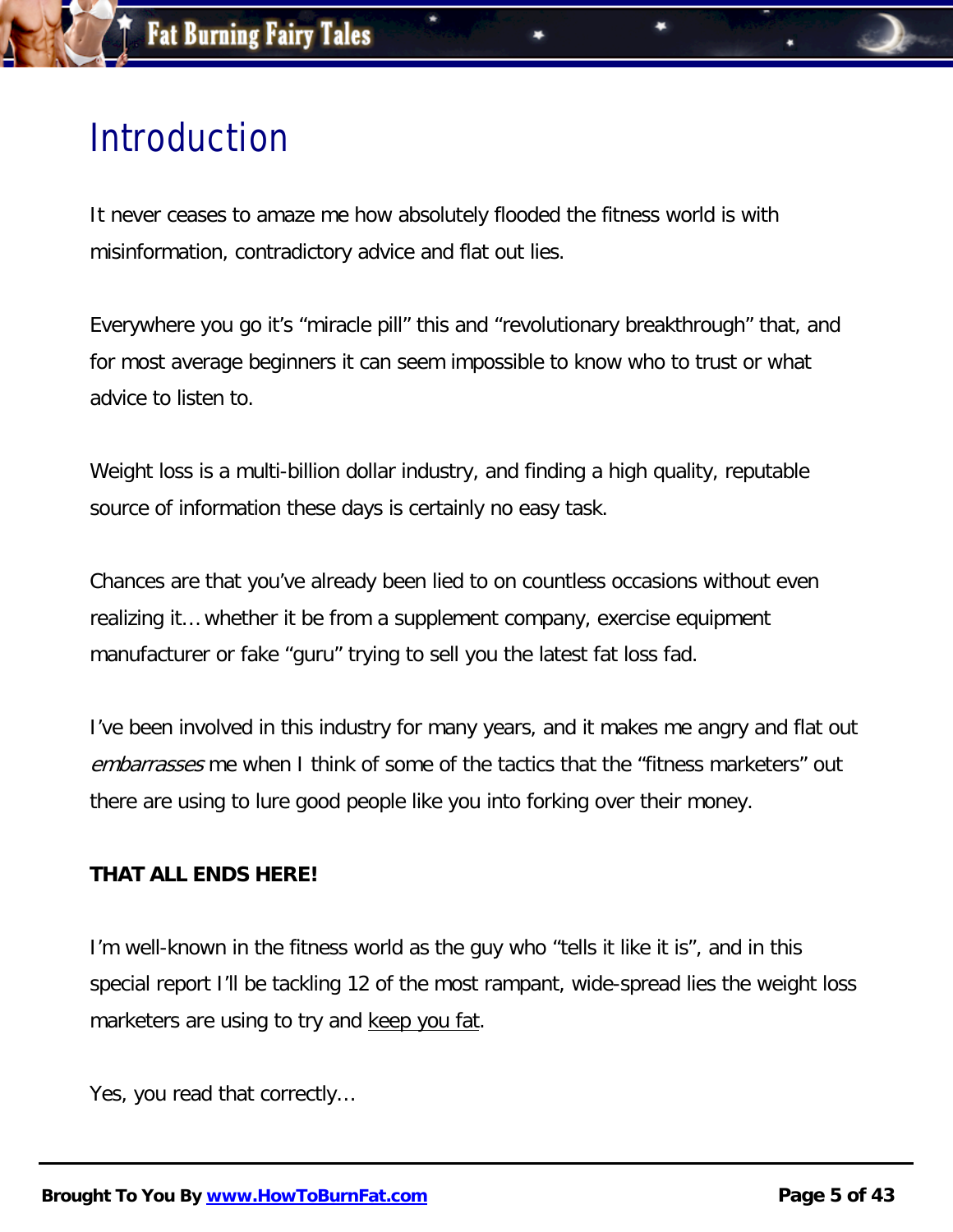# Introduction

It never ceases to amaze me how absolutely flooded the fitness world is with misinformation, contradictory advice and flat out lies.

Everywhere you go it's "miracle pill" this and "revolutionary breakthrough" that, and for most average beginners it can seem impossible to know who to trust or what advice to listen to.

Weight loss is a multi-billion dollar industry, and finding a high quality, reputable source of information these days is certainly no easy task.

Chances are that you've already been lied to on countless occasions without even realizing it… whether it be from a supplement company, exercise equipment manufacturer or fake "guru" trying to sell you the latest fat loss fad.

I've been involved in this industry for many years, and it makes me angry and flat out *embarrasses* me when I think of some of the tactics that the "fitness marketers" out there are using to lure good people like you into forking over their money.

**THAT ALL ENDS HERE!**

I'm well-known in the fitness world as the guy who "tells it like it is", and in this special report I'll be tackling 12 of the most rampant, wide-spread lies the weight loss marketers are using to try and keep you fat.

Yes, you read that correctly…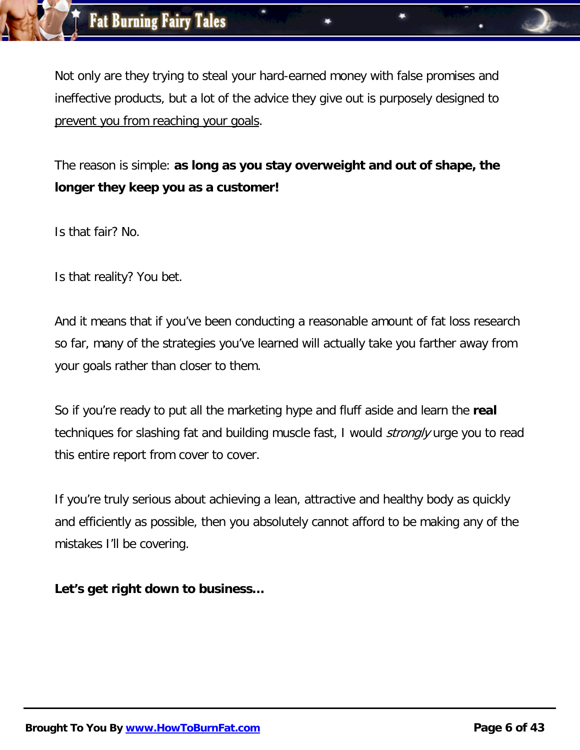Not only are they trying to steal your hard-earned money with false promises and ineffective products, but a lot of the advice they give out is purposely designed to <u>prevent you from reaching your goals</u>.

The reason is simple: **as long as you stay overweight and out of shape, the longer they keep you as a customer!**

Is that fair? No.

Is that reality? You bet.

And it means that if you've been conducting a reasonable amount of fat loss research so far, many of the strategies you've learned will actually take you farther away from your goals rather than closer to them.

So if you're ready to put all the marketing hype and fluff aside and learn the **real** techniques for slashing fat and building muscle fast, I would *strongly* urge you to read this entire report from cover to cover.

If you're truly serious about achieving a lean, attractive and healthy body as quickly and efficiently as possible, then you absolutely cannot afford to be making any of the mistakes I'll be covering.

**Let's get right down to business…**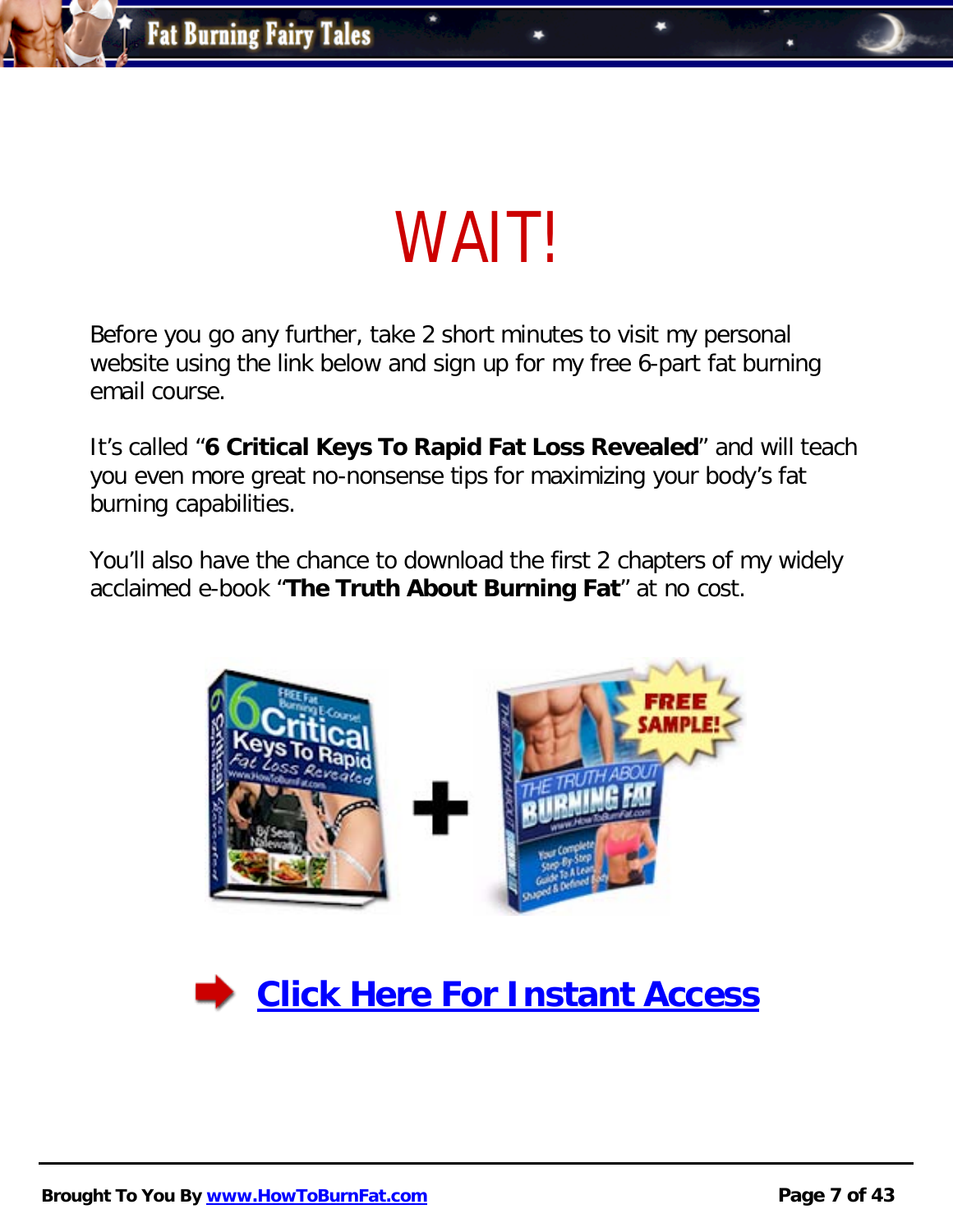# WAIT!

Before you go any further, take 2 short minutes to visit my personal website using the link below and sign up for my free 6-part fat burning email course.

It's called "**6 Critical Keys To Rapid Fat Loss Revealed**" and will teach you even more great no-nonsense tips for maximizing your body's fat burning capabilities.

You'll also have the chance to download the first 2 chapters of my widely acclaimed e-book "**The Truth About Burning Fat**" at no cost.

**Click Here For Instant Access**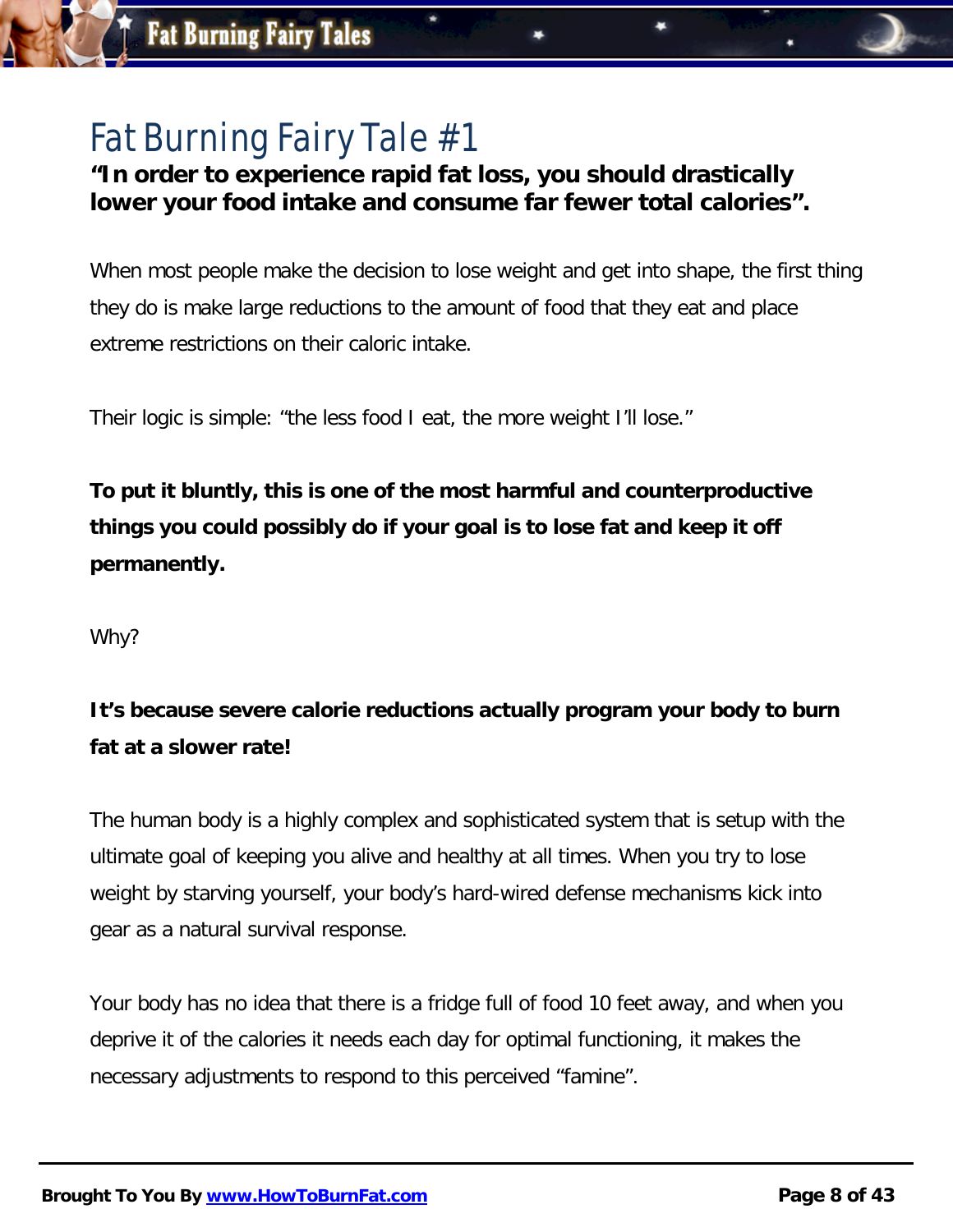# Fat Burning Fairy Tale #1

**"In order to experience rapid fat loss, you should drastically lower your food intake and consume far fewer total calories".**

When most people make the decision to lose weight and get into shape, the first thing they do is make large reductions to the amount of food that they eat and place extreme restrictions on their caloric intake.

Their logic is simple: "the less food I eat, the more weight I'll lose."

**To put it bluntly, this is one of the most harmful and counterproductive things you could possibly do if your goal is to lose fat and keep it off permanently.**

Why?

**It's because severe calorie reductions actually program your body to burn fat at a slower rate!**

The human body is a highly complex and sophisticated system that is setup with the ultimate goal of keeping you alive and healthy at all times. When you try to lose weight by starving yourself, your body's hard-wired defense mechanisms kick into gear as a natural survival response.

Your body has no idea that there is a fridge full of food 10 feet away, and when you deprive it of the calories it needs each day for optimal functioning, it makes the necessary adjustments to respond to this perceived "famine".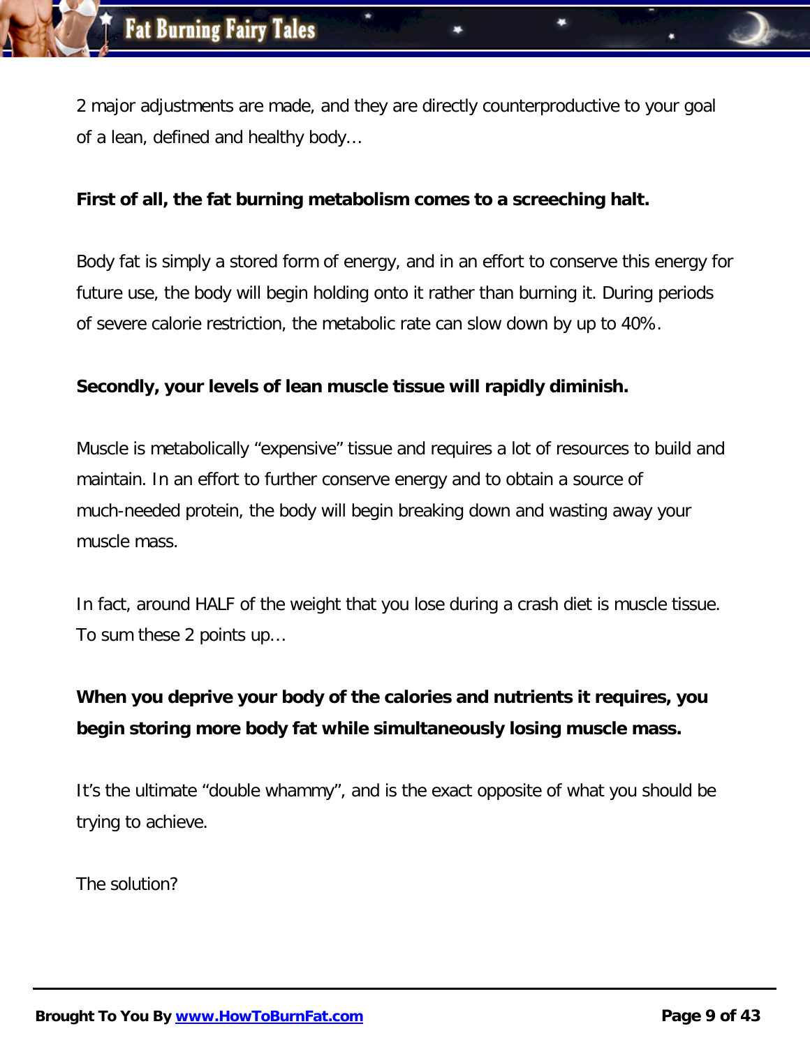2 major adjustments are made, and they are directly counterproductive to your goal of a lean, defined and healthy body…

**First of all, the fat burning metabolism comes to a screeching halt.**

Body fat is simply a stored form of energy, and in an effort to conserve this energy for future use, the body will begin holding onto it rather than burning it. During periods of severe calorie restriction, the metabolic rate can slow down by up to 40%.

**Secondly, your levels of lean muscle tissue will rapidly diminish.**

Muscle is metabolically "expensive" tissue and requires a lot of resources to build and maintain. In an effort to further conserve energy and to obtain a source of much-needed protein, the body will begin breaking down and wasting away your muscle mass.

In fact, around HALF of the weight that you lose during a crash diet is muscle tissue. To sum these 2 points up…

**When you deprive your body of the calories and nutrients it requires, you begin storing more body fat while simultaneously losing muscle mass.**

It's the ultimate "double whammy", and is the exact opposite of what you should be trying to achieve.

The solution?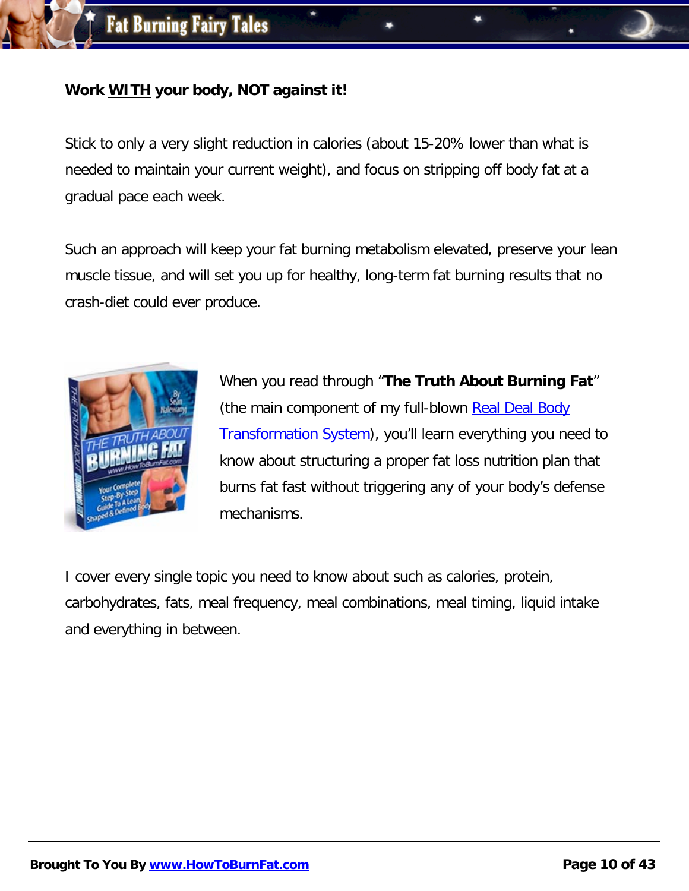**Work WITH your body, NOT against it!**

Stick to only a very slight reduction in calories (about 15-20% lower than what is needed to maintain your current weight), and focus on stripping off body fat at a gradual pace each week.

Such an approach will keep your fat burning metabolism elevated, preserve your lean muscle tissue, and will set you up for healthy, long-term fat burning results that no crash-diet could ever produce.

When you read through "**The Truth About Burning Fat**" (the main component of my full-blown Real Deal Body Transformation System), you'll learn everything you need to know about structuring a proper fat loss nutrition plan that burns fat fast without triggering any of your body's defense mechanisms.

I cover every single topic you need to know about such as calories, protein, carbohydrates, fats, meal frequency, meal combinations, meal timing, liquid intake and everything in between.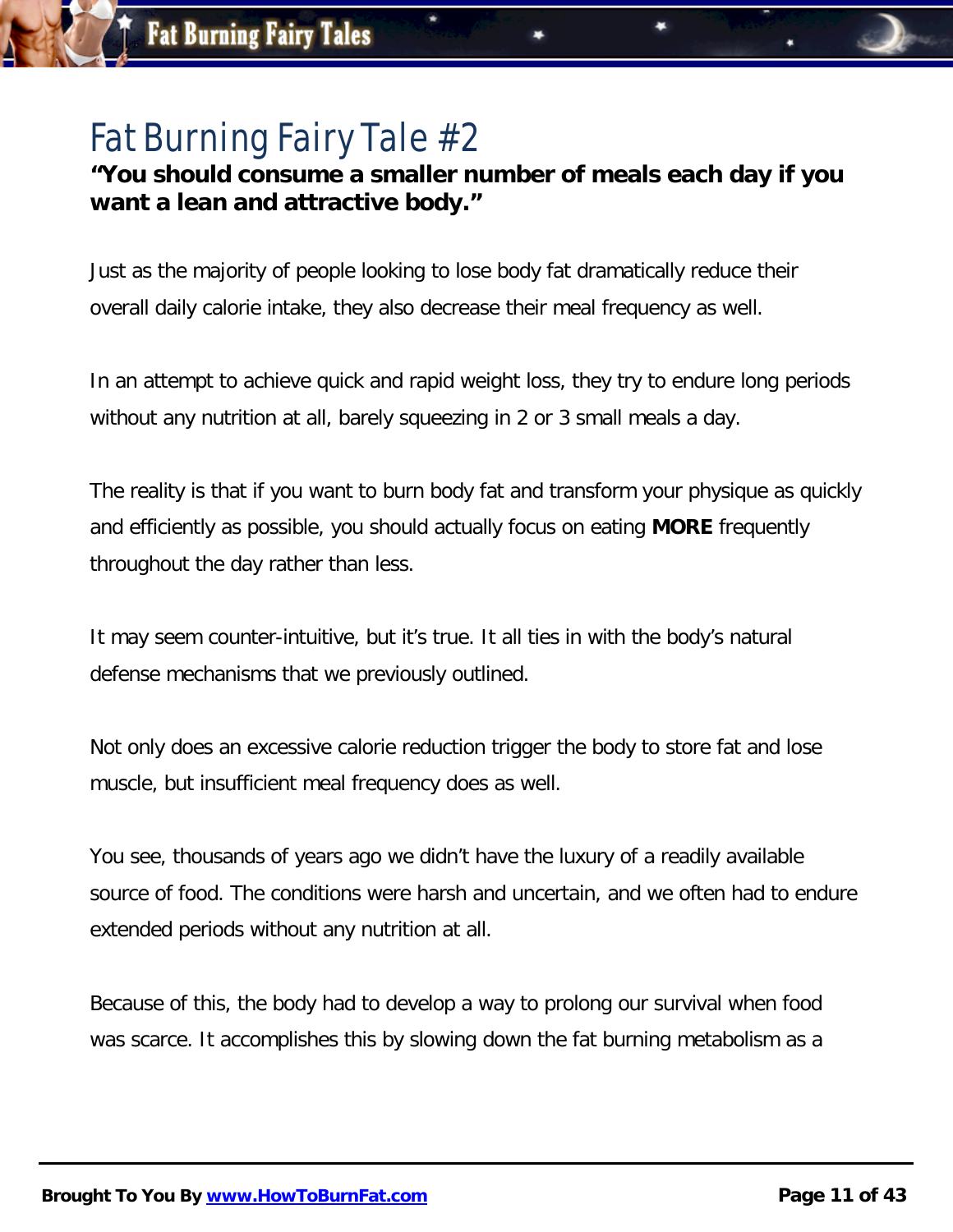# Fat Burning Fairy Tale #2

**"You should consume a smaller number of meals each day if you want a lean and attractive body."**

Just as the majority of people looking to lose body fat dramatically reduce their overall daily calorie intake, they also decrease their meal frequency as well.

In an attempt to achieve quick and rapid weight loss, they try to endure long periods without any nutrition at all, barely squeezing in 2 or 3 small meals a day.

The reality is that if you want to burn body fat and transform your physique as quickly and efficiently as possible, you should actually focus on eating **MORE** frequently throughout the day rather than less.

It may seem counter-intuitive, but it's true. It all ties in with the body's natural defense mechanisms that we previously outlined.

Not only does an excessive calorie reduction trigger the body to store fat and lose muscle, but insufficient meal frequency does as well.

You see, thousands of years ago we didn't have the luxury of a readily available source of food. The conditions were harsh and uncertain, and we often had to endure extended periods without any nutrition at all.

Because of this, the body had to develop a way to prolong our survival when food was scarce. It accomplishes this by slowing down the fat burning metabolism as a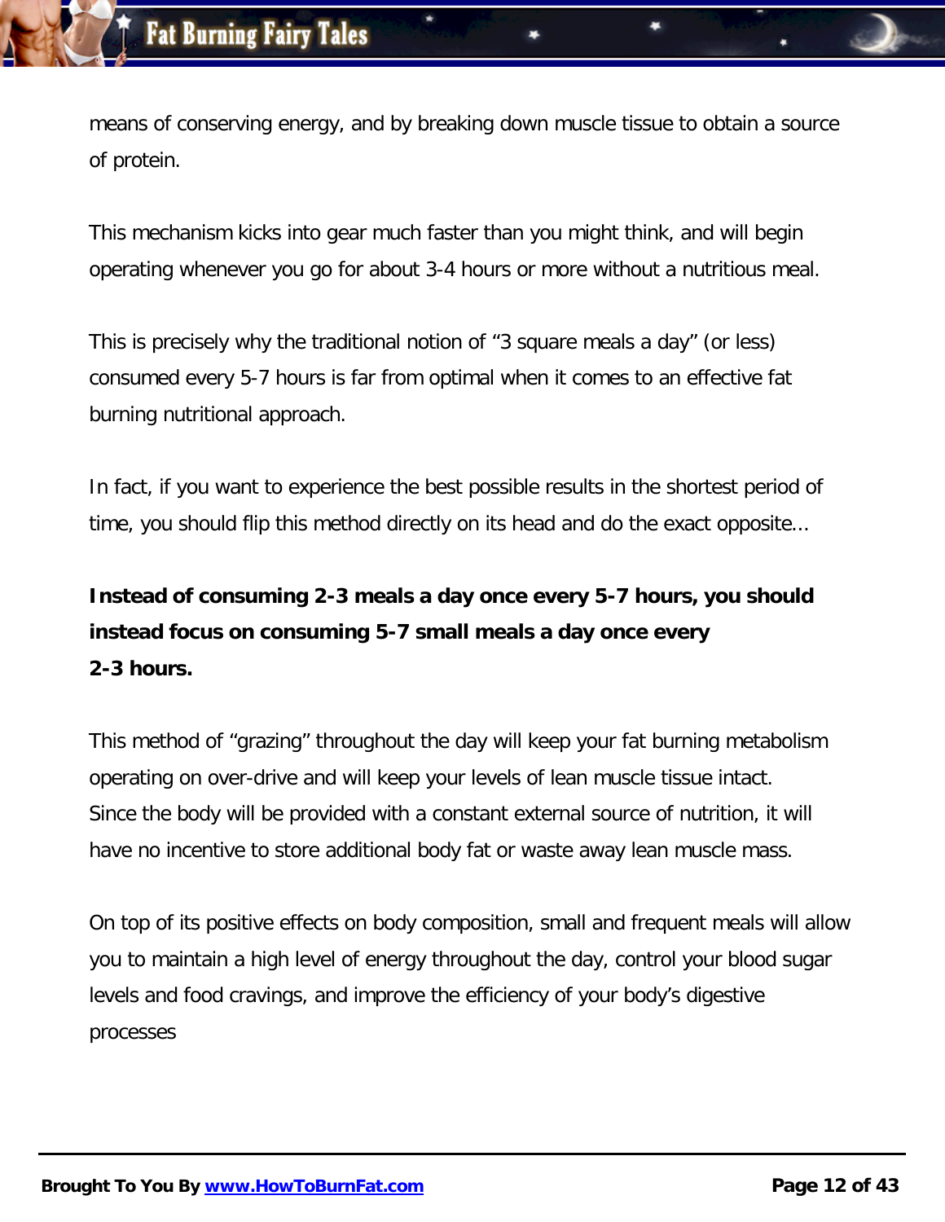means of conserving energy, and by breaking down muscle tissue to obtain a source of protein.

This mechanism kicks into gear much faster than you might think, and will begin operating whenever you go for about 3-4 hours or more without a nutritious meal.

This is precisely why the traditional notion of “3 square meals a day” (or less) consumed every 5-7 hours is far from optimal when it comes to an effective fat burning nutritional approach.

In fact, if you want to experience the best possible results in the shortest period of time, you should flip this method directly on its head and do the exact opposite…

**Instead of consuming 2-3 meals a day once every 5-7 hours, you should instead focus on consuming 5-7 small meals a day once every 2-3 hours.**

This method of “grazing” throughout the day will keep your fat burning metabolism operating on over-drive and will keep your levels of lean muscle tissue intact. Since the body will be provided with a constant external source of nutrition, it will have no incentive to store additional body fat or waste away lean muscle mass.

On top of its positive effects on body composition, small and frequent meals will allow you to maintain a high level of energy throughout the day, control your blood sugar levels and food cravings, and improve the efficiency of your body’s digestive processes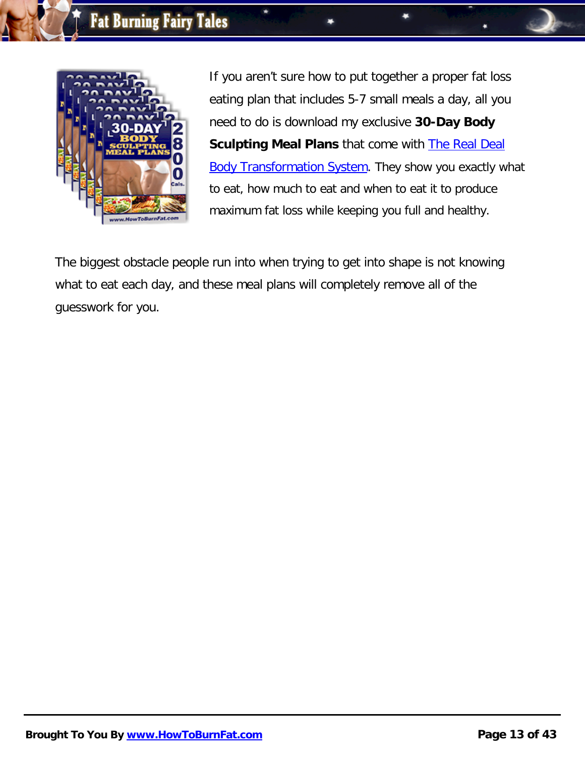If you aren't sure how to put together a proper fat loss eating plan that includes 5-7 small meals a day, all you need to do is download my exclusive **30-Day Body Sculpting Meal Plans** that come with The Real Deal Body Transformation System. They show you exactly what to eat, how much to eat and when to eat it to produce maximum fat loss while keeping you full and healthy.

The biggest obstacle people run into when trying to get into shape is not knowing what to eat each day, and these meal plans will completely remove all of the guesswork for you.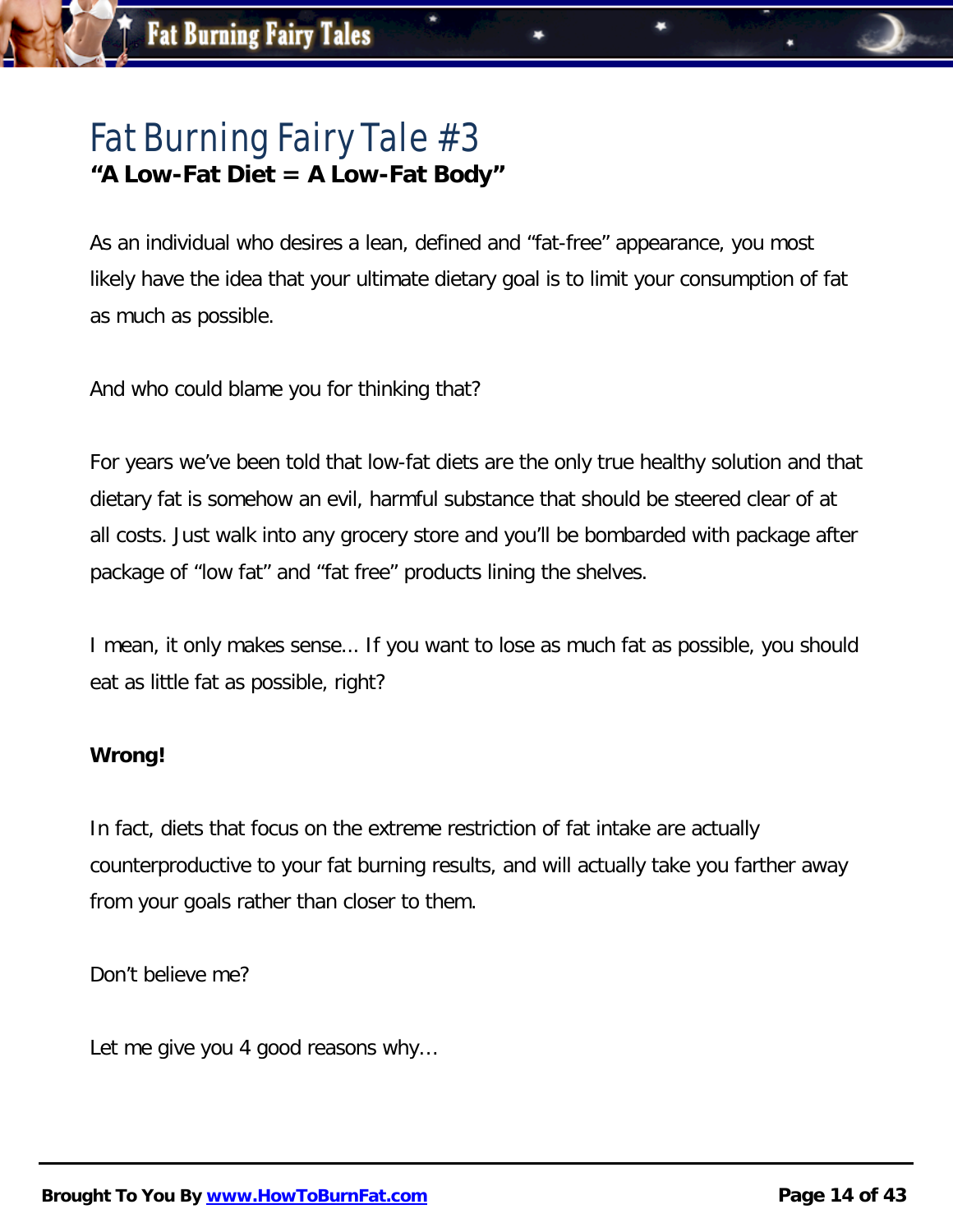# Fat Burning Fairy Tale #3

**"A Low-Fat Diet = A Low-Fat Body"**

As an individual who desires a lean, defined and "fat-free" appearance, you most likely have the idea that your ultimate dietary goal is to limit your consumption of fat as much as possible.

And who could blame you for thinking that?

For years we've been told that low-fat diets are the only true healthy solution and that dietary fat is somehow an evil, harmful substance that should be steered clear of at all costs. Just walk into any grocery store and you'll be bombarded with package after package of "low fat" and "fat free" products lining the shelves.

I mean, it only makes sense... If you want to lose as much fat as possible, you should eat as little fat as possible, right?

**Wrong!**

In fact, diets that focus on the extreme restriction of fat intake are actually counterproductive to your fat burning results, and will actually take you farther away from your goals rather than closer to them.

Don't believe me?

Let me give you 4 good reasons why…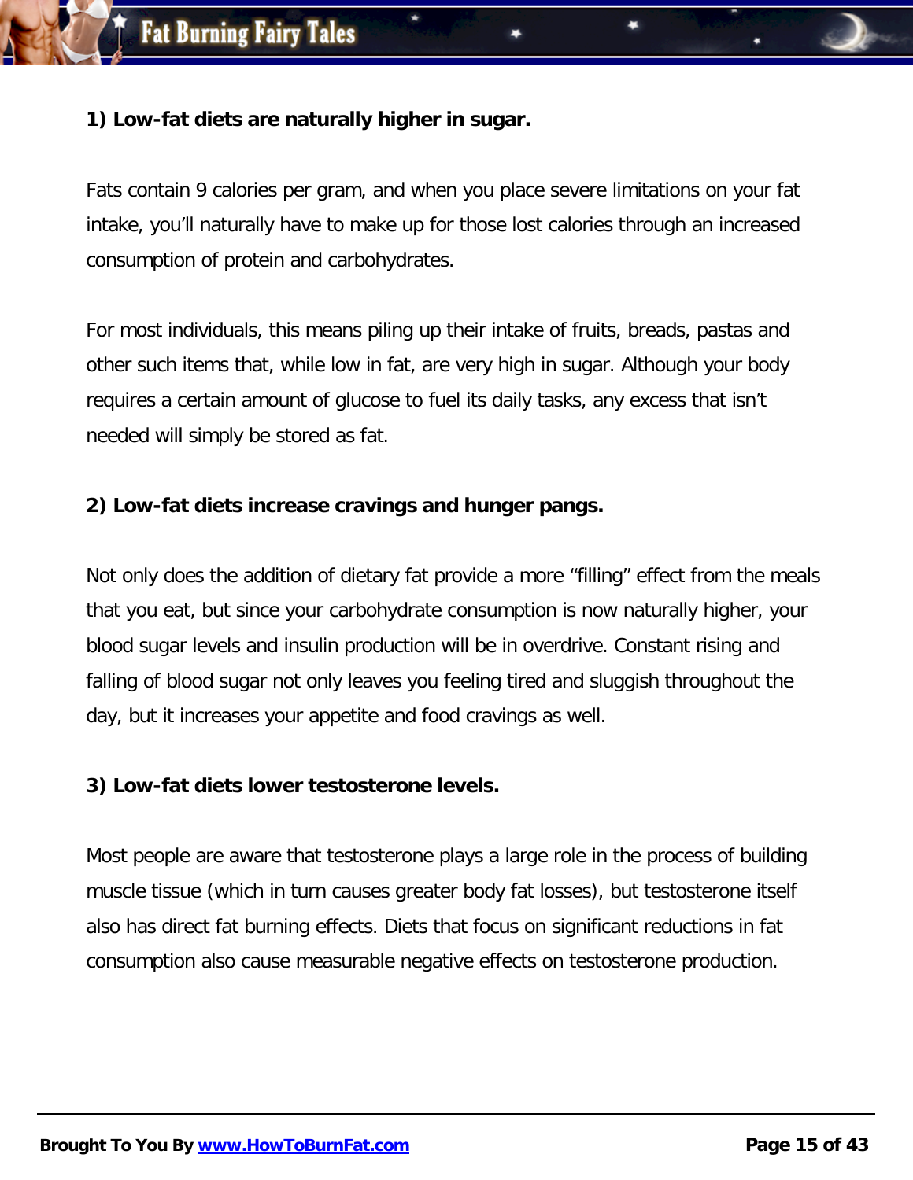**1) Low-fat diets are naturally higher in sugar.**

Fats contain 9 calories per gram, and when you place severe limitations on your fat intake, you'll naturally have to make up for those lost calories through an increased consumption of protein and carbohydrates.

For most individuals, this means piling up their intake of fruits, breads, pastas and other such items that, while low in fat, are very high in sugar. Although your body requires a certain amount of glucose to fuel its daily tasks, any excess that isn't needed will simply be stored as fat.

**2) Low-fat diets increase cravings and hunger pangs.**

Not only does the addition of dietary fat provide a more "filling" effect from the meals that you eat, but since your carbohydrate consumption is now naturally higher, your blood sugar levels and insulin production will be in overdrive. Constant rising and falling of blood sugar not only leaves you feeling tired and sluggish throughout the day, but it increases your appetite and food cravings as well.

**3) Low-fat diets lower testosterone levels.**

Most people are aware that testosterone plays a large role in the process of building muscle tissue (which in turn causes greater body fat losses), but testosterone itself also has direct fat burning effects. Diets that focus on significant reductions in fat consumption also cause measurable negative effects on testosterone production.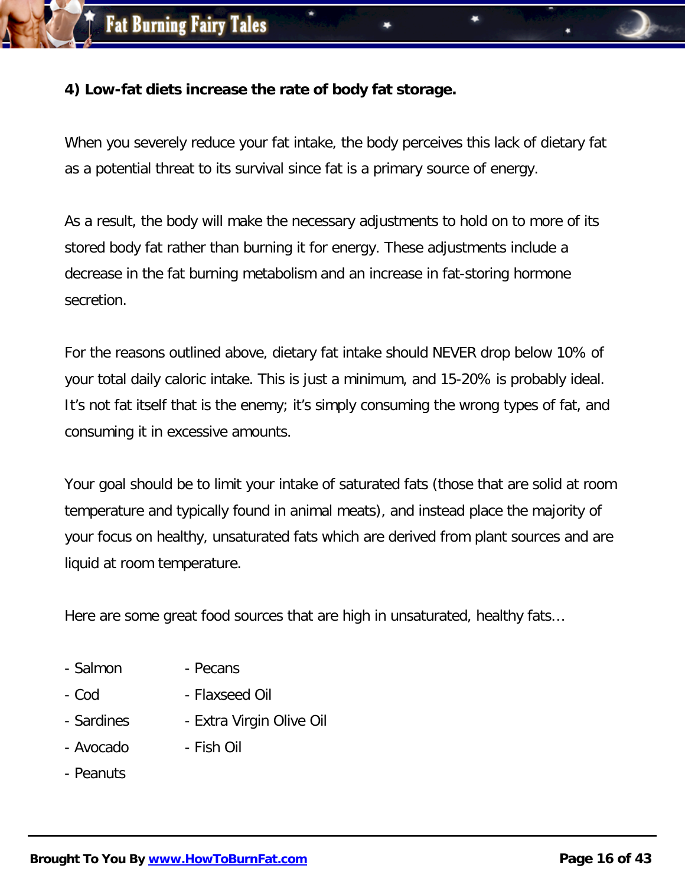**4) Low-fat diets increase the rate of body fat storage.**

When you severely reduce your fat intake, the body perceives this lack of dietary fat as a potential threat to its survival since fat is a primary source of energy.

As a result, the body will make the necessary adjustments to hold on to more of its stored body fat rather than burning it for energy. These adjustments include a decrease in the fat burning metabolism and an increase in fat-storing hormone secretion.

For the reasons outlined above, dietary fat intake should NEVER drop below 10% of your total daily caloric intake. This is just a minimum, and 15-20% is probably ideal. It's not fat itself that is the enemy; it's simply consuming the wrong types of fat, and consuming it in excessive amounts.

Your goal should be to limit your intake of saturated fats (those that are solid at room temperature and typically found in animal meats), and instead place the majority of your focus on healthy, unsaturated fats which are derived from plant sources and are liquid at room temperature.

Here are some great food sources that are high in unsaturated, healthy fats…

- Salmon
- Cod
- Sardines
- Avocado
- Peanuts
- Pecans
- Flaxseed Oil
- Extra Virgin Olive Oil
- Fish Oil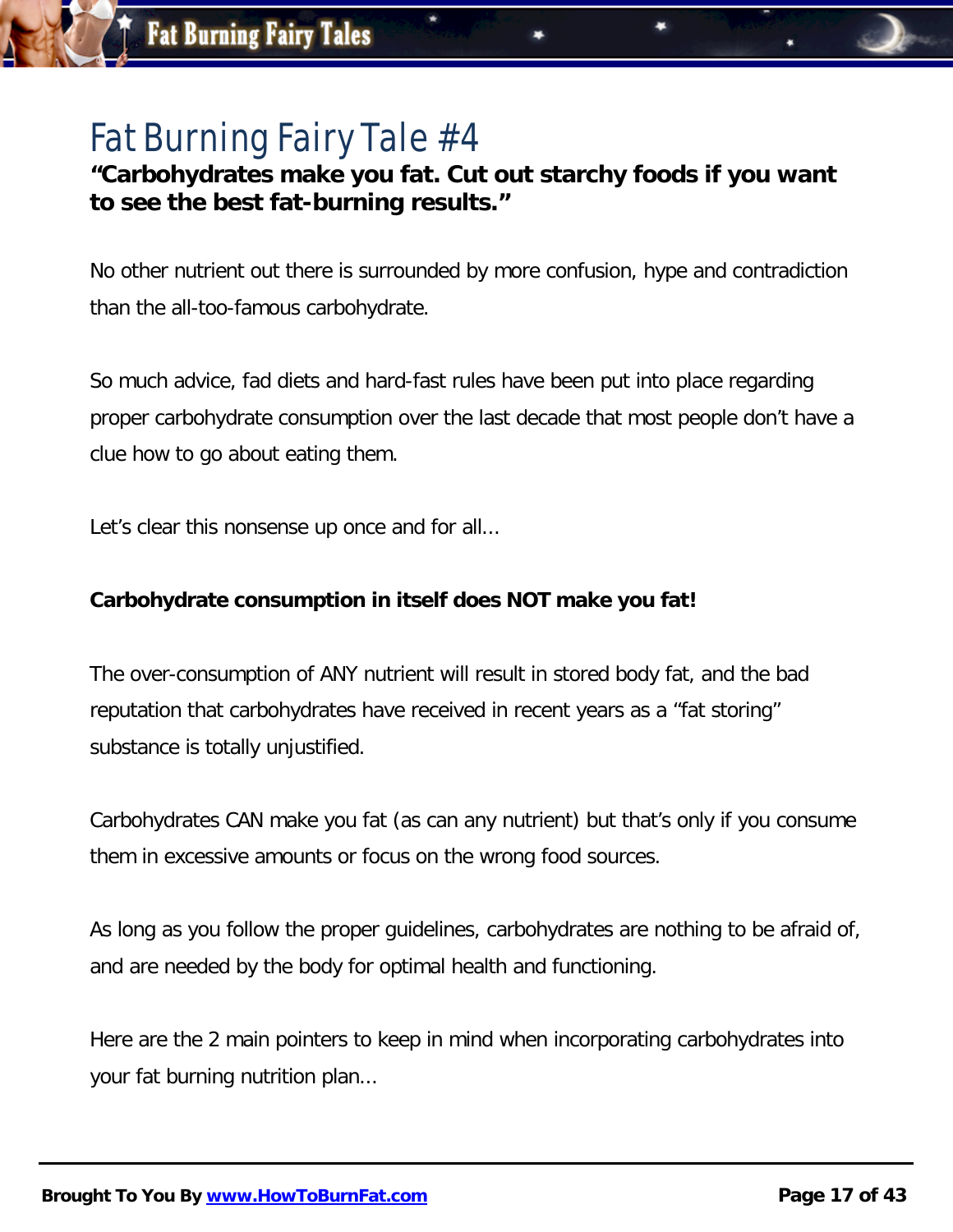# Fat Burning Fairy Tale #4

**"Carbohydrates make you fat. Cut out starchy foods if you want to see the best fat-burning results."**

No other nutrient out there is surrounded by more confusion, hype and contradiction than the all-too-famous carbohydrate.

So much advice, fad diets and hard-fast rules have been put into place regarding proper carbohydrate consumption over the last decade that most people don't have a clue how to go about eating them.

Let's clear this nonsense up once and for all...

**Carbohydrate consumption in itself does NOT make you fat!**

The over-consumption of ANY nutrient will result in stored body fat, and the bad reputation that carbohydrates have received in recent years as a "fat storing" substance is totally unjustified.

Carbohydrates CAN make you fat (as can any nutrient) but that's only if you consume them in excessive amounts or focus on the wrong food sources.

As long as you follow the proper guidelines, carbohydrates are nothing to be afraid of, and are needed by the body for optimal health and functioning.

Here are the 2 main pointers to keep in mind when incorporating carbohydrates into your fat burning nutrition plan...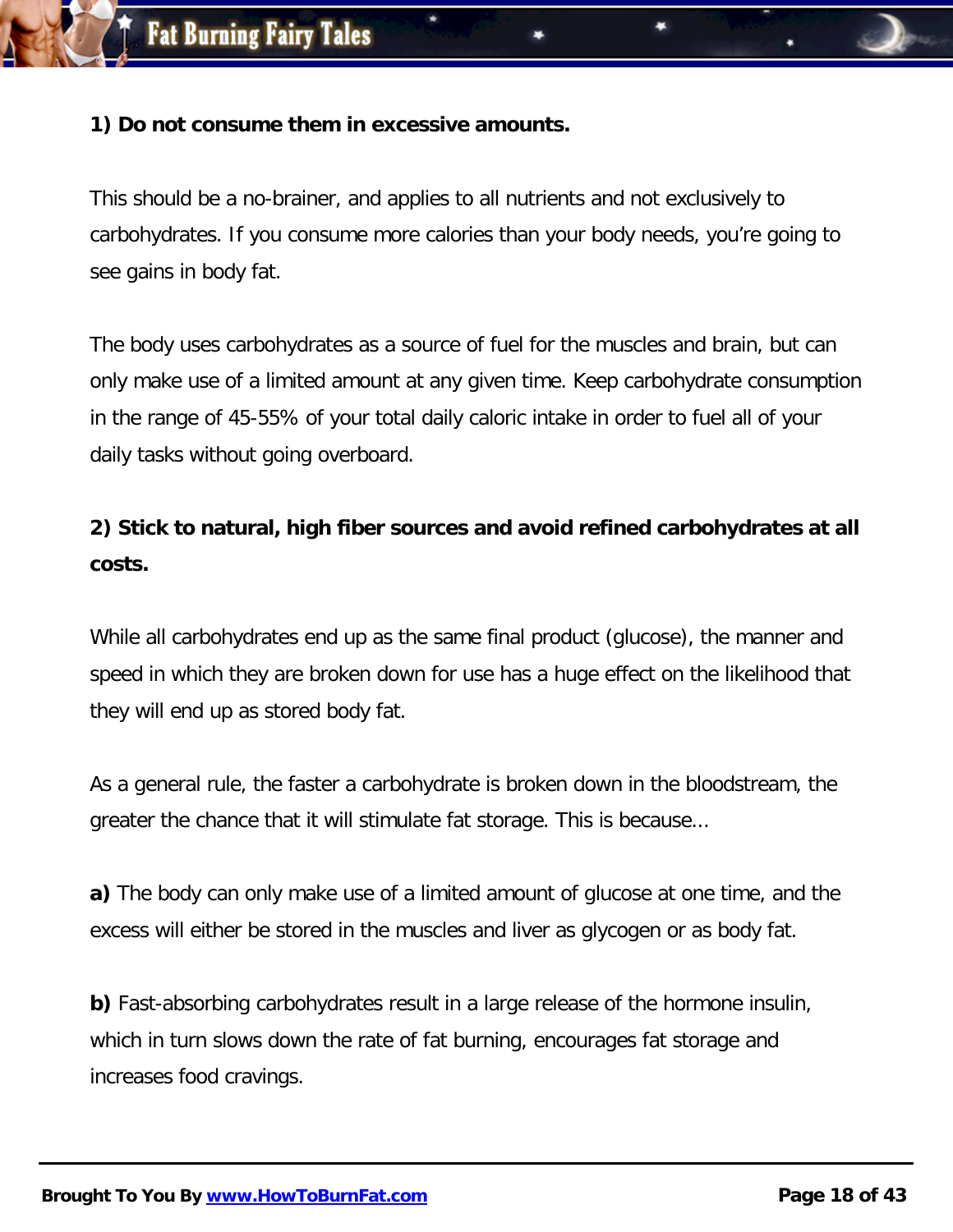**1) Do not consume them in excessive amounts.**

This should be a no-brainer, and applies to all nutrients and not exclusively to carbohydrates. If you consume more calories than your body needs, you're going to see gains in body fat.

The body uses carbohydrates as a source of fuel for the muscles and brain, but can only make use of a limited amount at any given time. Keep carbohydrate consumption in the range of 45-55% of your total daily caloric intake in order to fuel all of your daily tasks without going overboard.

**2) Stick to natural, high fiber sources and avoid refined carbohydrates at all costs.**

While all carbohydrates end up as the same final product (glucose), the manner and speed in which they are broken down for use has a huge effect on the likelihood that they will end up as stored body fat.

As a general rule, the faster a carbohydrate is broken down in the bloodstream, the greater the chance that it will stimulate fat storage. This is because…

**a)** The body can only make use of a limited amount of glucose at one time, and the excess will either be stored in the muscles and liver as glycogen or as body fat.

**b)** Fast-absorbing carbohydrates result in a large release of the hormone insulin, which in turn slows down the rate of fat burning, encourages fat storage and increases food cravings.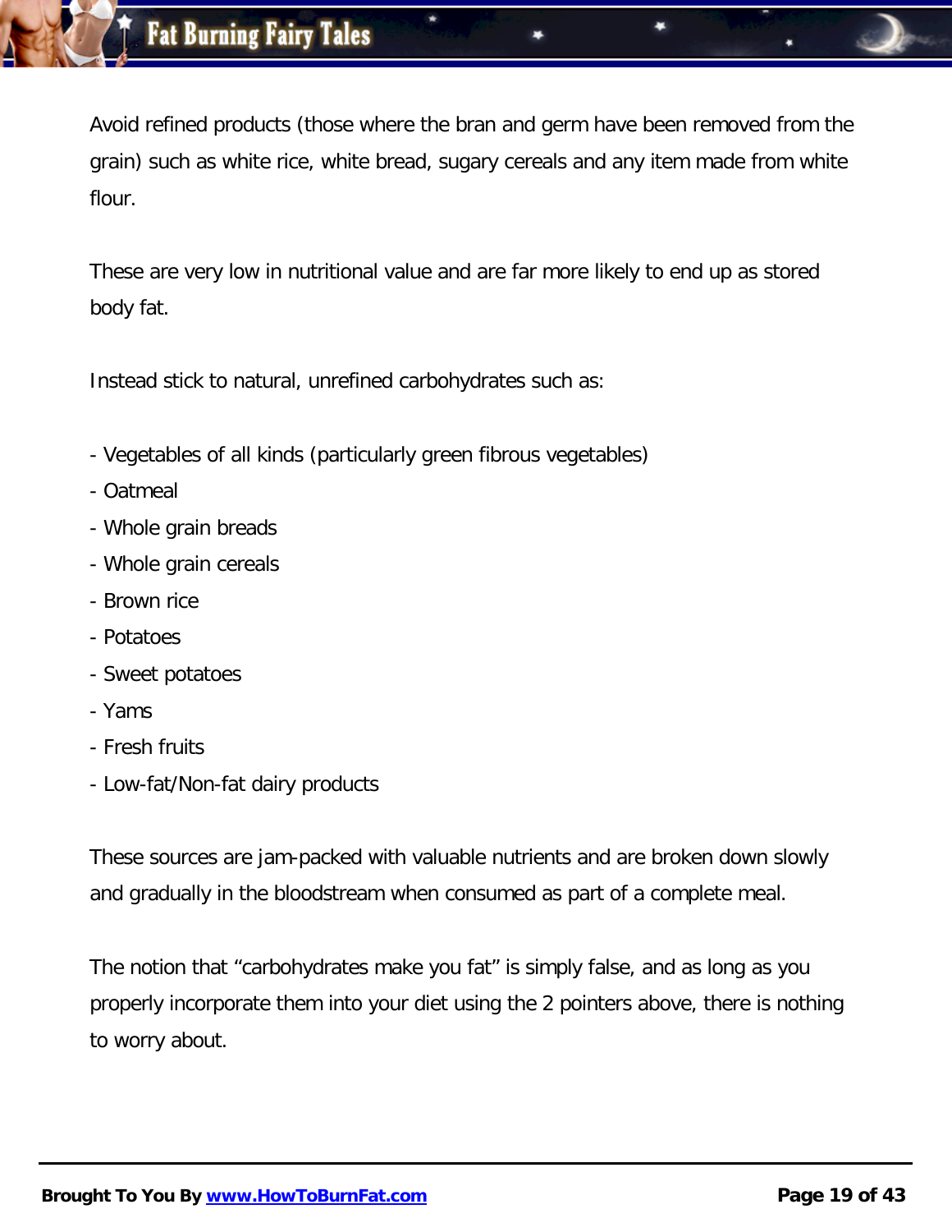Avoid refined products (those where the bran and germ have been removed from the grain) such as white rice, white bread, sugary cereals and any item made from white flour.

These are very low in nutritional value and are far more likely to end up as stored body fat.

Instead stick to natural, unrefined carbohydrates such as:

- Vegetables of all kinds (particularly green fibrous vegetables)
- Oatmeal
- Whole grain breads
- Whole grain cereals
- Brown rice
- Potatoes
- Sweet potatoes
- Yams
- Fresh fruits
- Low-fat/Non-fat dairy products

These sources are jam-packed with valuable nutrients and are broken down slowly and gradually in the bloodstream when consumed as part of a complete meal.

The notion that "carbohydrates make you fat" is simply false, and as long as you properly incorporate them into your diet using the 2 pointers above, there is nothing to worry about.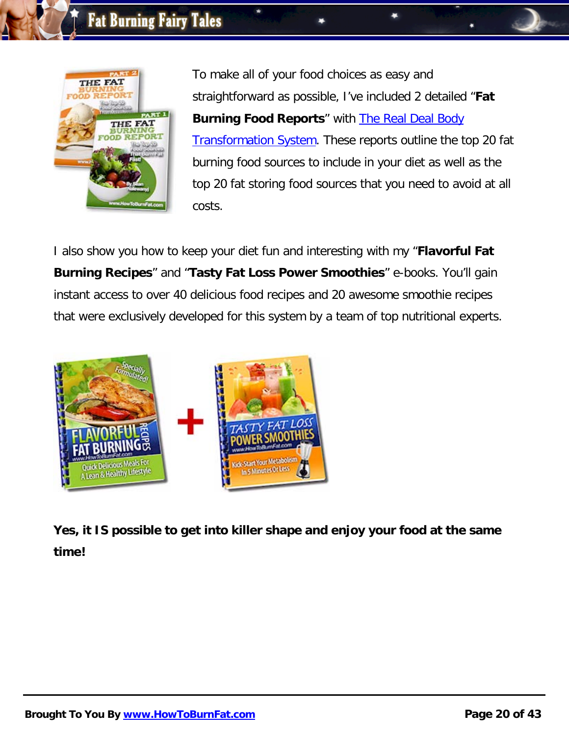To make all of your food choices as easy and straightforward as possible, I've included 2 detailed "**Fat Burning Food Reports**" with The Real Deal Body Transformation System. These reports outline the top 20 fat burning food sources to include in your diet as well as the top 20 fat storing food sources that you need to avoid at all costs.

I also show you how to keep your diet fun and interesting with my "**Flavorful Fat Burning Recipes**" and "**Tasty Fat Loss Power Smoothies**" e-books. You'll gain instant access to over 40 delicious food recipes and 20 awesome smoothie recipes that were exclusively developed for this system by a team of top nutritional experts.

**Yes, it IS possible to get into killer shape and enjoy your food at the same time!**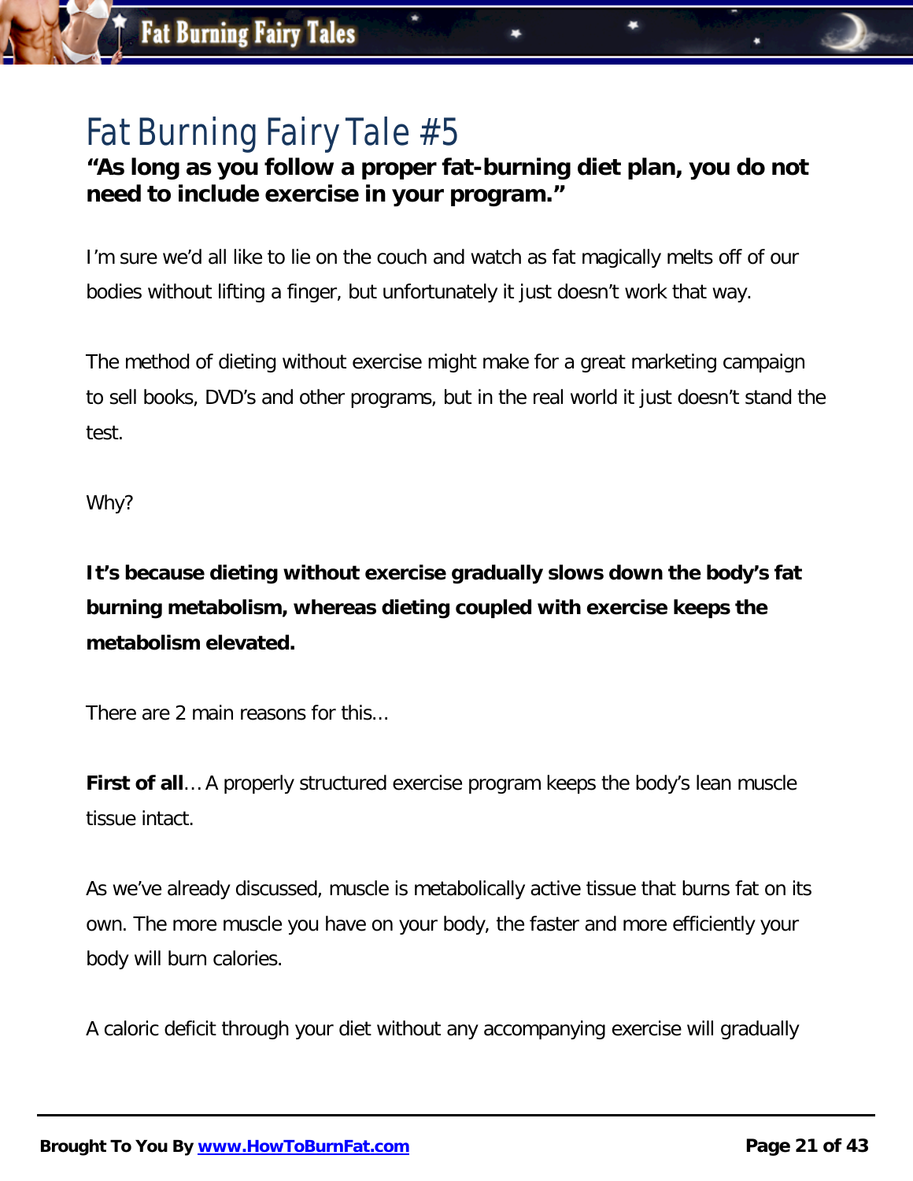# Fat Burning Fairy Tale #5

**"As long as you follow a proper fat-burning diet plan, you do not need to include exercise in your program."**

I'm sure we'd all like to lie on the couch and watch as fat magically melts off of our bodies without lifting a finger, but unfortunately it just doesn't work that way.

The method of dieting without exercise might make for a great marketing campaign to sell books, DVD's and other programs, but in the real world it just doesn't stand the test.

Why?

**It's because dieting without exercise gradually slows down the body's fat burning metabolism, whereas dieting coupled with exercise keeps the metabolism elevated.**

There are 2 main reasons for this...

**First of all**… A properly structured exercise program keeps the body's lean muscle tissue intact.

As we've already discussed, muscle is metabolically active tissue that burns fat on its own. The more muscle you have on your body, the faster and more efficiently your body will burn calories.

A caloric deficit through your diet without any accompanying exercise will gradually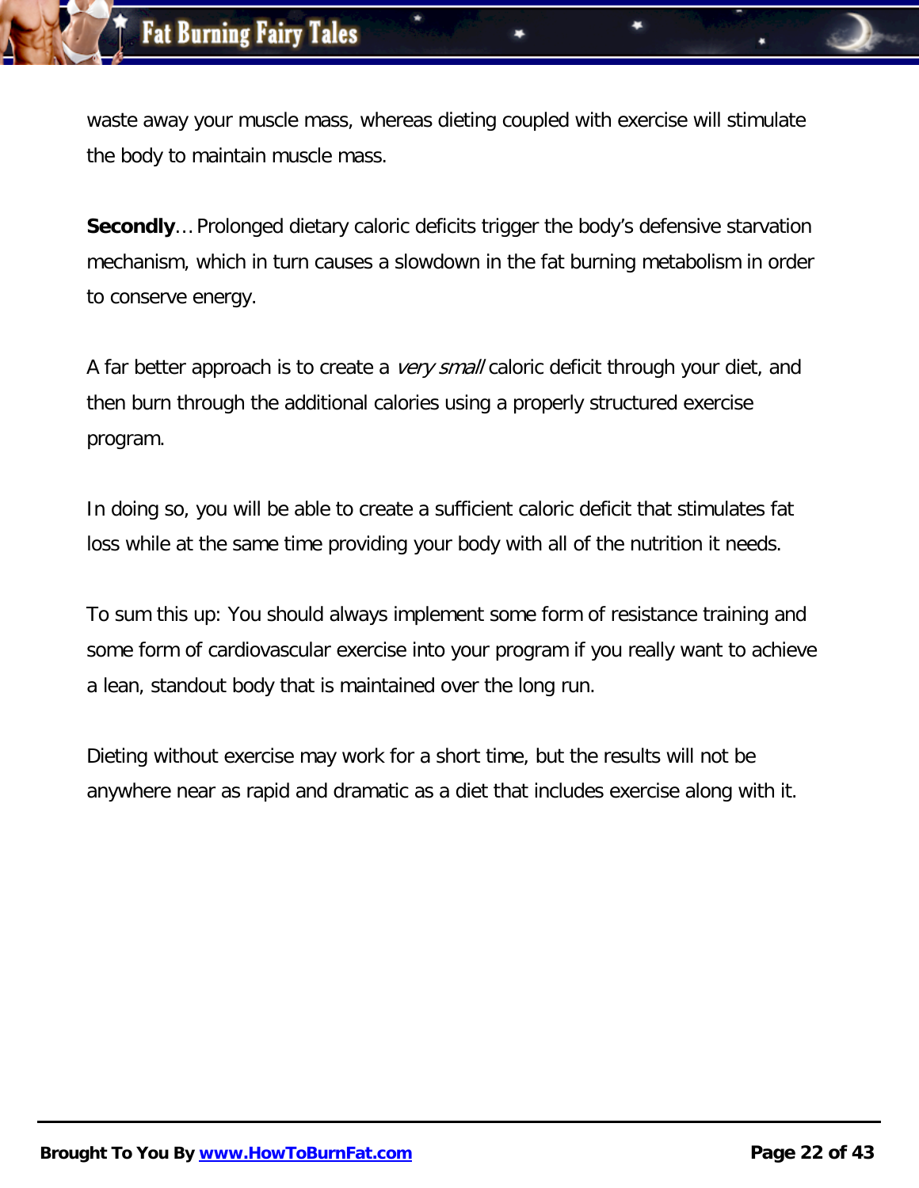waste away your muscle mass, whereas dieting coupled with exercise will stimulate the body to maintain muscle mass.

**Secondly**… Prolonged dietary caloric deficits trigger the body's defensive starvation mechanism, which in turn causes a slowdown in the fat burning metabolism in order to conserve energy.

A far better approach is to create a *very small* caloric deficit through your diet, and then burn through the additional calories using a properly structured exercise program.

In doing so, you will be able to create a sufficient caloric deficit that stimulates fat loss while at the same time providing your body with all of the nutrition it needs.

To sum this up: You should always implement some form of resistance training and some form of cardiovascular exercise into your program if you really want to achieve a lean, standout body that is maintained over the long run.

Dieting without exercise may work for a short time, but the results will not be anywhere near as rapid and dramatic as a diet that includes exercise along with it.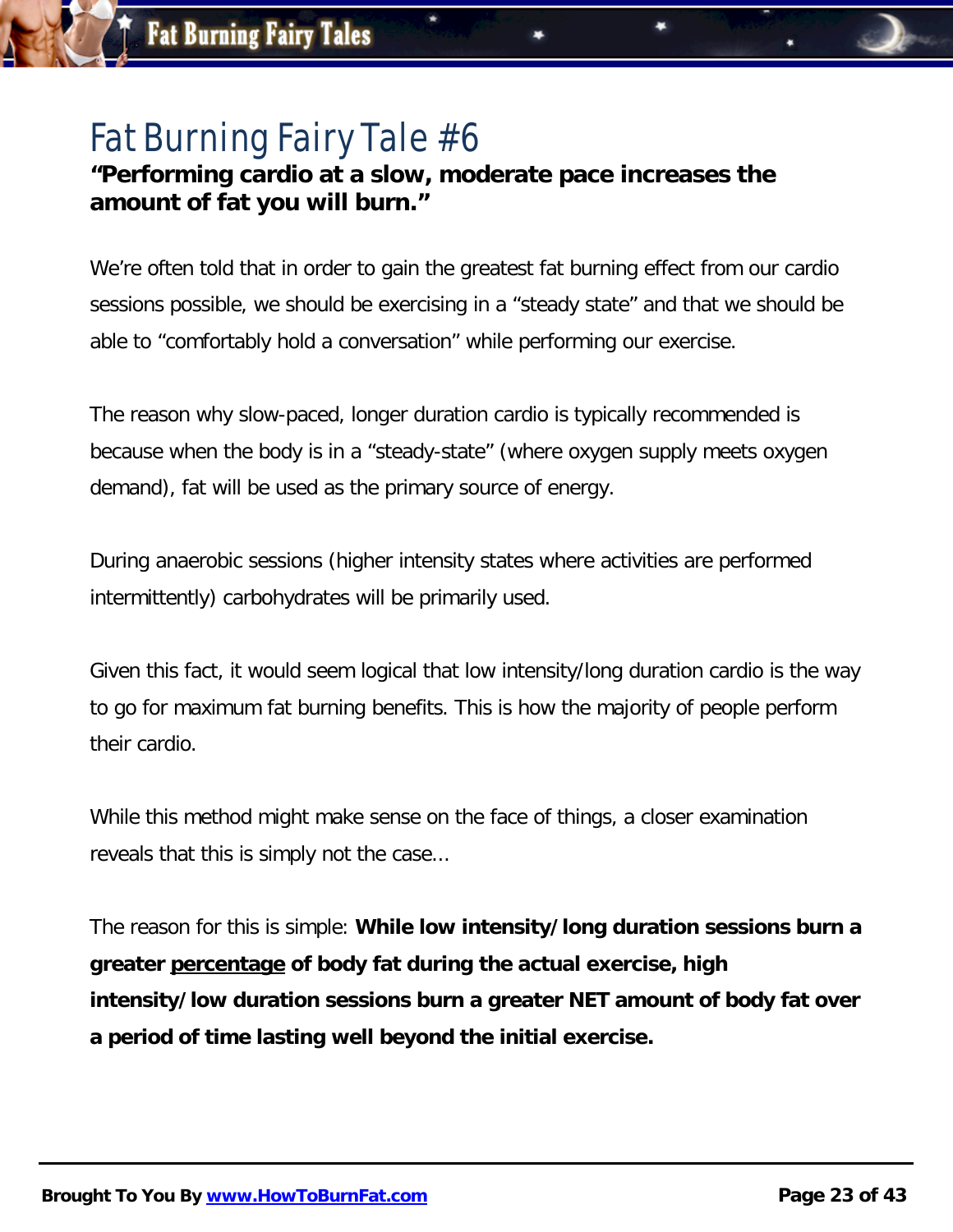# Fat Burning Fairy Tale #6

**"Performing cardio at a slow, moderate pace increases the amount of fat you will burn."**

We're often told that in order to gain the greatest fat burning effect from our cardio sessions possible, we should be exercising in a "steady state" and that we should be able to "comfortably hold a conversation" while performing our exercise.

The reason why slow-paced, longer duration cardio is typically recommended is because when the body is in a "steady-state" (where oxygen supply meets oxygen demand), fat will be used as the primary source of energy.

During anaerobic sessions (higher intensity states where activities are performed intermittently) carbohydrates will be primarily used.

Given this fact, it would seem logical that low intensity/long duration cardio is the way to go for maximum fat burning benefits. This is how the majority of people perform their cardio.

While this method might make sense on the face of things, a closer examination reveals that this is simply not the case...

The reason for this is simple: **While low intensity/long duration sessions burn a greater <u>percentage</u> of body fat during the actual exercise, high intensity/low duration sessions burn a greater NET amount of body fat over a period of time lasting well beyond the initial exercise.**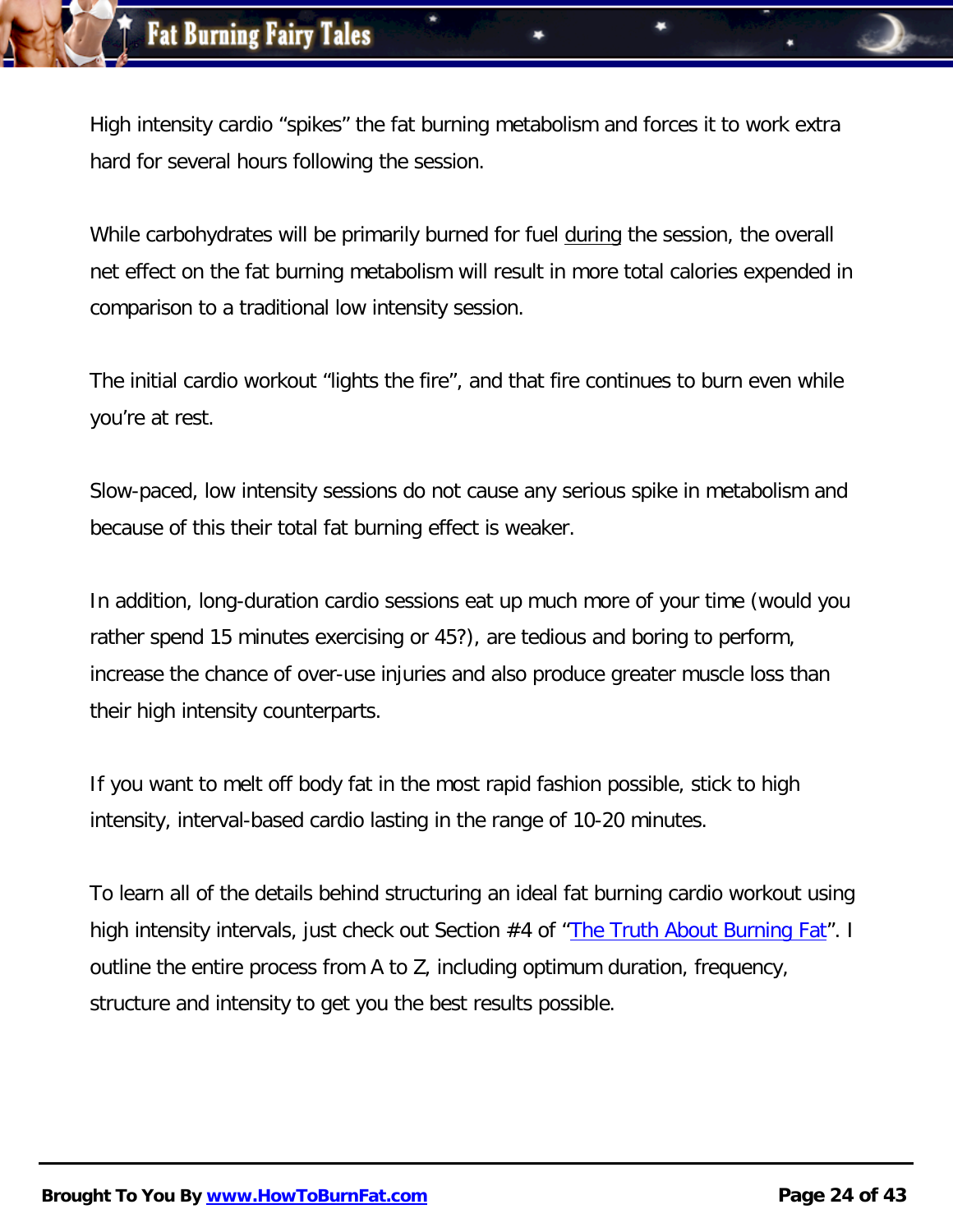High intensity cardio "spikes" the fat burning metabolism and forces it to work extra hard for several hours following the session.

While carbohydrates will be primarily burned for fuel during the session, the overall net effect on the fat burning metabolism will result in more total calories expended in comparison to a traditional low intensity session.

The initial cardio workout "lights the fire", and that fire continues to burn even while you're at rest.

Slow-paced, low intensity sessions do not cause any serious spike in metabolism and because of this their total fat burning effect is weaker.

In addition, long-duration cardio sessions eat up much more of your time (would you rather spend 15 minutes exercising or 45?), are tedious and boring to perform, increase the chance of over-use injuries and also produce greater muscle loss than their high intensity counterparts.

If you want to melt off body fat in the most rapid fashion possible, stick to high intensity, interval-based cardio lasting in the range of 10-20 minutes.

To learn all of the details behind structuring an ideal fat burning cardio workout using high intensity intervals, just check out Section #4 of "The Truth About Burning Fat". I outline the entire process from A to Z, including optimum duration, frequency, structure and intensity to get you the best results possible.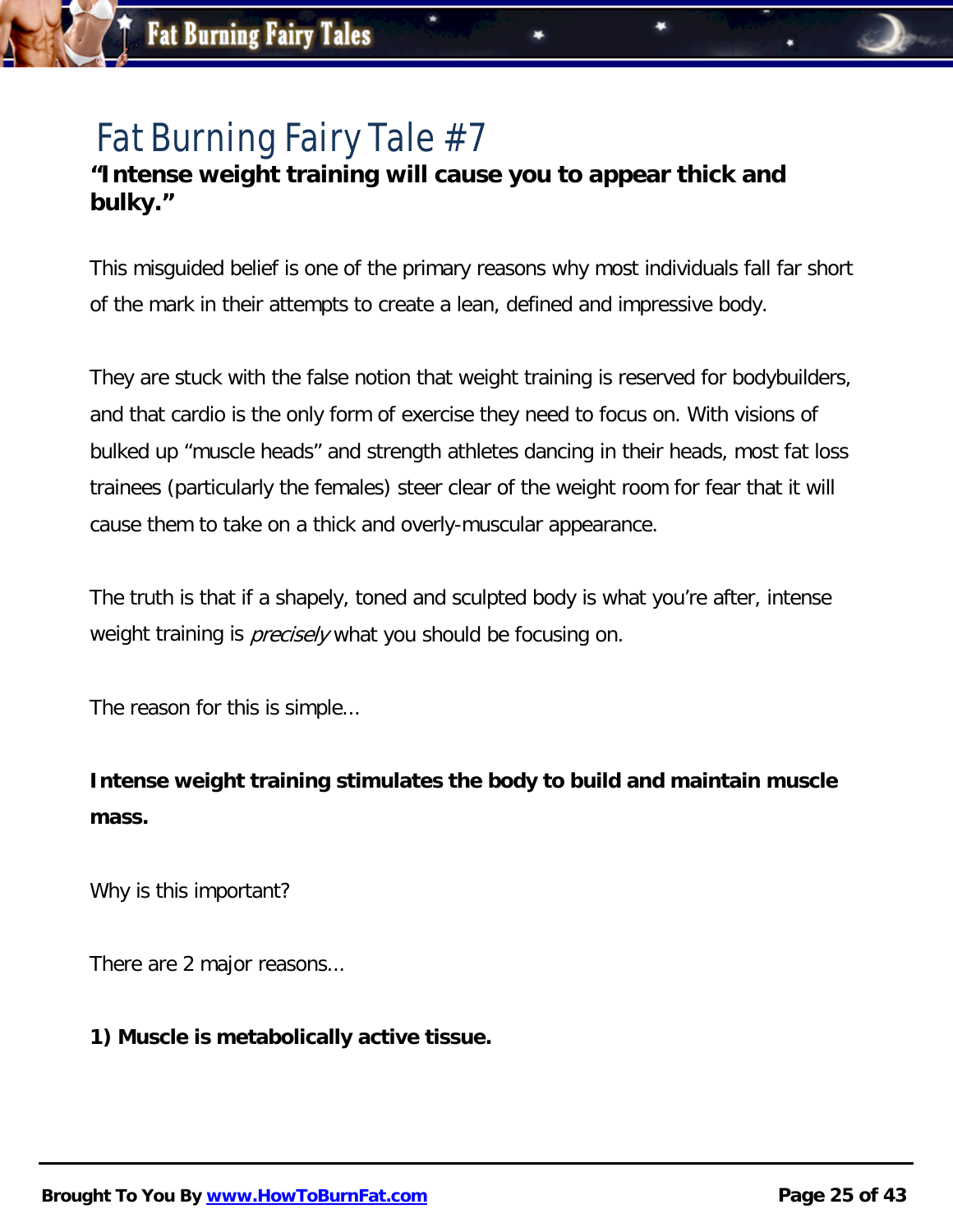# Fat Burning Fairy Tale #7

**"Intense weight training will cause you to appear thick and bulky."**

This misguided belief is one of the primary reasons why most individuals fall far short of the mark in their attempts to create a lean, defined and impressive body.

They are stuck with the false notion that weight training is reserved for bodybuilders, and that cardio is the only form of exercise they need to focus on. With visions of bulked up "muscle heads" and strength athletes dancing in their heads, most fat loss trainees (particularly the females) steer clear of the weight room for fear that it will cause them to take on a thick and overly-muscular appearance.

The truth is that if a shapely, toned and sculpted body is what you're after, intense weight training is *precisely* what you should be focusing on.

The reason for this is simple...

**Intense weight training stimulates the body to build and maintain muscle mass.**

Why is this important?

There are 2 major reasons...

**1) Muscle is metabolically active tissue.**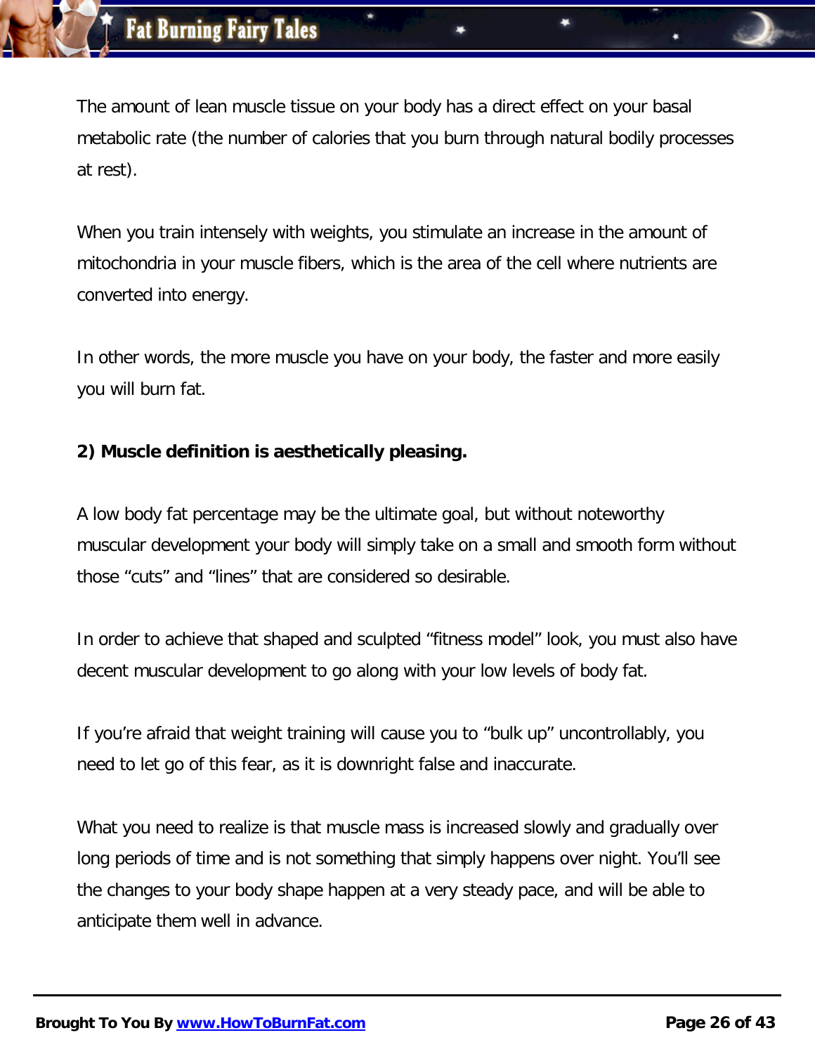The amount of lean muscle tissue on your body has a direct effect on your basal metabolic rate (the number of calories that you burn through natural bodily processes at rest).

When you train intensely with weights, you stimulate an increase in the amount of mitochondria in your muscle fibers, which is the area of the cell where nutrients are converted into energy.

In other words, the more muscle you have on your body, the faster and more easily you will burn fat.

**2) Muscle definition is aesthetically pleasing.**

A low body fat percentage may be the ultimate goal, but without noteworthy muscular development your body will simply take on a small and smooth form without those “cuts” and “lines” that are considered so desirable.

In order to achieve that shaped and sculpted “fitness model” look, you must also have decent muscular development to go along with your low levels of body fat.

If you’re afraid that weight training will cause you to “bulk up” uncontrollably, you need to let go of this fear, as it is downright false and inaccurate.

What you need to realize is that muscle mass is increased slowly and gradually over long periods of time and is not something that simply happens over night. You’ll see the changes to your body shape happen at a very steady pace, and will be able to anticipate them well in advance.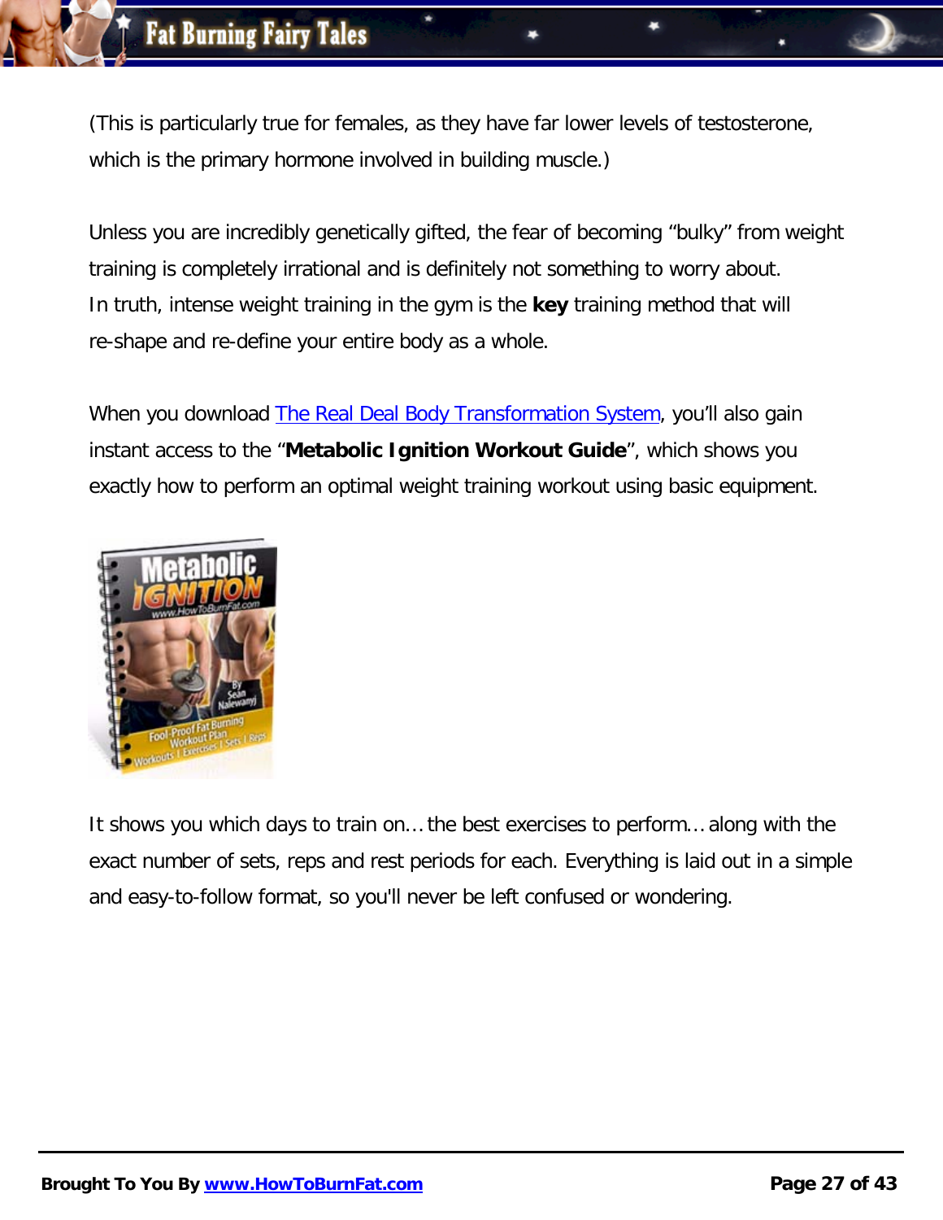(This is particularly true for females, as they have far lower levels of testosterone, which is the primary hormone involved in building muscle.)

Unless you are incredibly genetically gifted, the fear of becoming "bulky" from weight training is completely irrational and is definitely not something to worry about.
In truth, intense weight training in the gym is the **key** training method that will re-shape and re-define your entire body as a whole.

When you download The Real Deal Body Transformation System, you'll also gain instant access to the "**Metabolic Ignition Workout Guide**", which shows you exactly how to perform an optimal weight training workout using basic equipment.

It shows you which days to train on… the best exercises to perform… along with the exact number of sets, reps and rest periods for each. Everything is laid out in a simple and easy-to-follow format, so you'll never be left confused or wondering.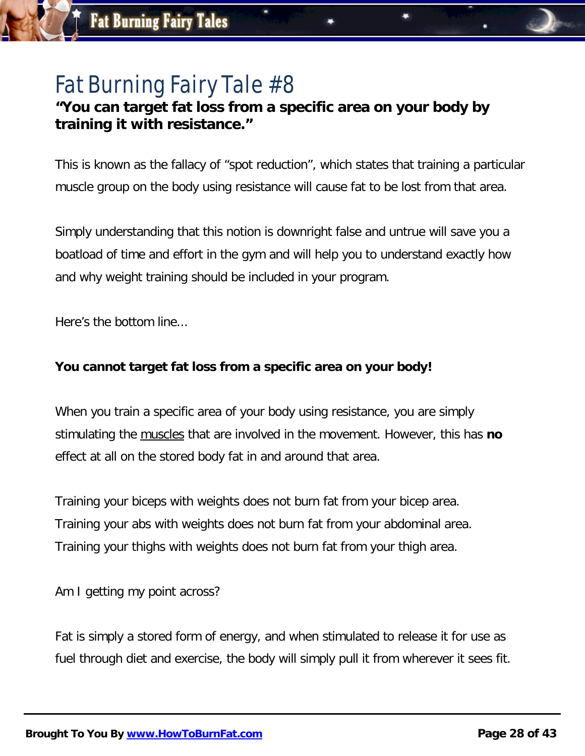# Fat Burning Fairy Tale #8

**"You can target fat loss from a specific area on your body by training it with resistance."**

This is known as the fallacy of "spot reduction", which states that training a particular muscle group on the body using resistance will cause fat to be lost from that area.

Simply understanding that this notion is downright false and untrue will save you a boatload of time and effort in the gym and will help you to understand exactly how and why weight training should be included in your program.

Here's the bottom line...

**You cannot target fat loss from a specific area on your body!**

When you train a specific area of your body using resistance, you are simply stimulating the muscles that are involved in the movement. However, this has **no** effect at all on the stored body fat in and around that area.

Training your biceps with weights does not burn fat from your bicep area.
Training your abs with weights does not burn fat from your abdominal area.
Training your thighs with weights does not burn fat from your thigh area.

Am I getting my point across?

Fat is simply a stored form of energy, and when stimulated to release it for use as fuel through diet and exercise, the body will simply pull it from wherever it sees fit.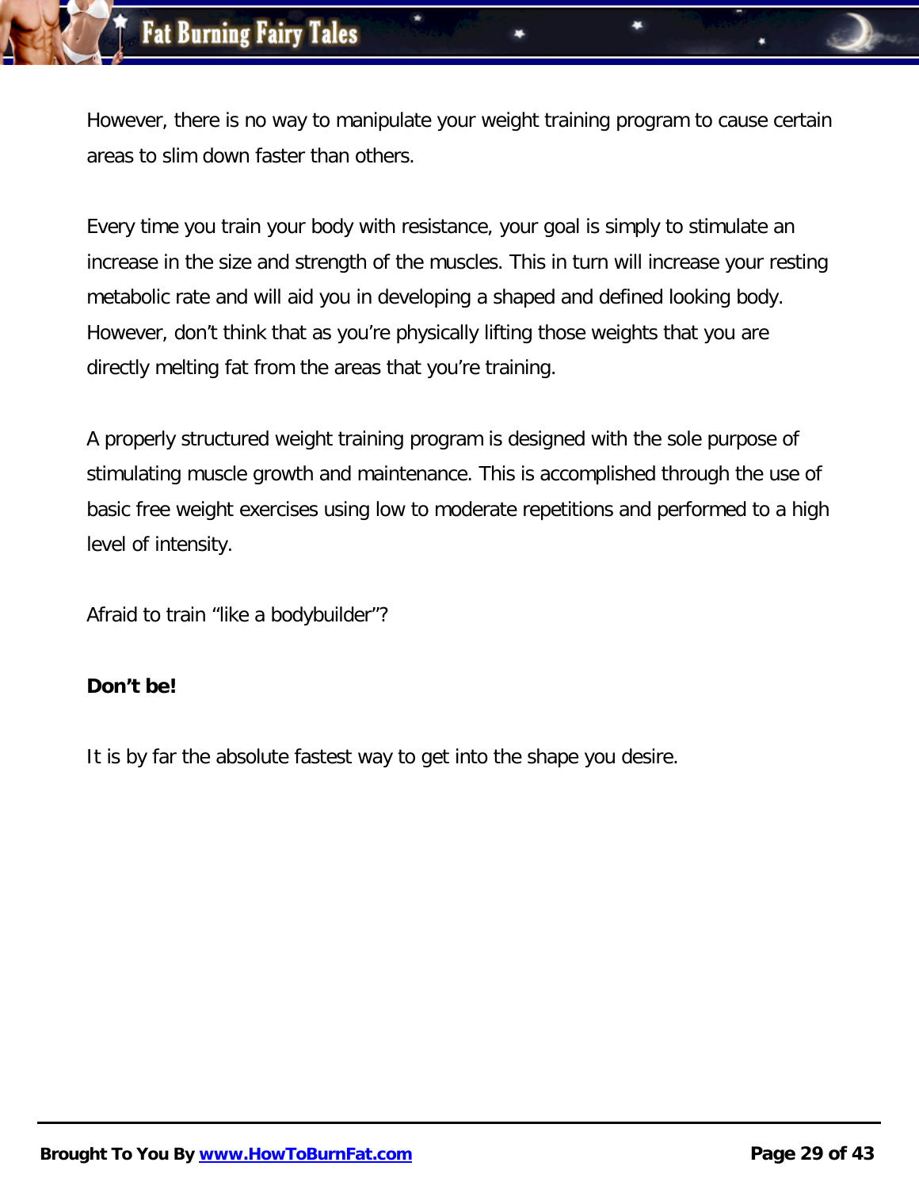However, there is no way to manipulate your weight training program to cause certain areas to slim down faster than others.

Every time you train your body with resistance, your goal is simply to stimulate an increase in the size and strength of the muscles. This in turn will increase your resting metabolic rate and will aid you in developing a shaped and defined looking body. However, don't think that as you're physically lifting those weights that you are directly melting fat from the areas that you're training.

A properly structured weight training program is designed with the sole purpose of stimulating muscle growth and maintenance. This is accomplished through the use of basic free weight exercises using low to moderate repetitions and performed to a high level of intensity.

Afraid to train "like a bodybuilder"?

**Don't be!**

It is by far the absolute fastest way to get into the shape you desire.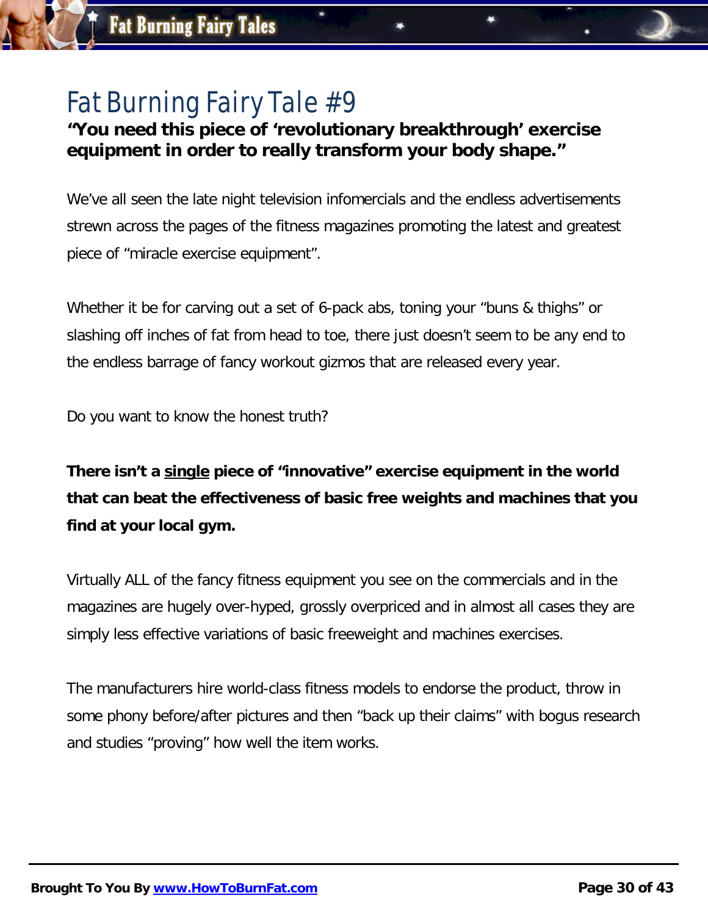# Fat Burning Fairy Tale #9

**"You need this piece of 'revolutionary breakthrough' exercise equipment in order to really transform your body shape."**

We've all seen the late night television infomercials and the endless advertisements strewn across the pages of the fitness magazines promoting the latest and greatest piece of "miracle exercise equipment".

Whether it be for carving out a set of 6-pack abs, toning your "buns & thighs" or slashing off inches of fat from head to toe, there just doesn't seem to be any end to the endless barrage of fancy workout gizmos that are released every year.

Do you want to know the honest truth?

**There isn't a <u>single</u> piece of "innovative" exercise equipment in the world that can beat the effectiveness of basic free weights and machines that you find at your local gym.**

Virtually ALL of the fancy fitness equipment you see on the commercials and in the magazines are hugely over-hyped, grossly overpriced and in almost all cases they are simply less effective variations of basic freeweight and machines exercises.

The manufacturers hire world-class fitness models to endorse the product, throw in some phony before/after pictures and then "back up their claims" with bogus research and studies "proving" how well the item works.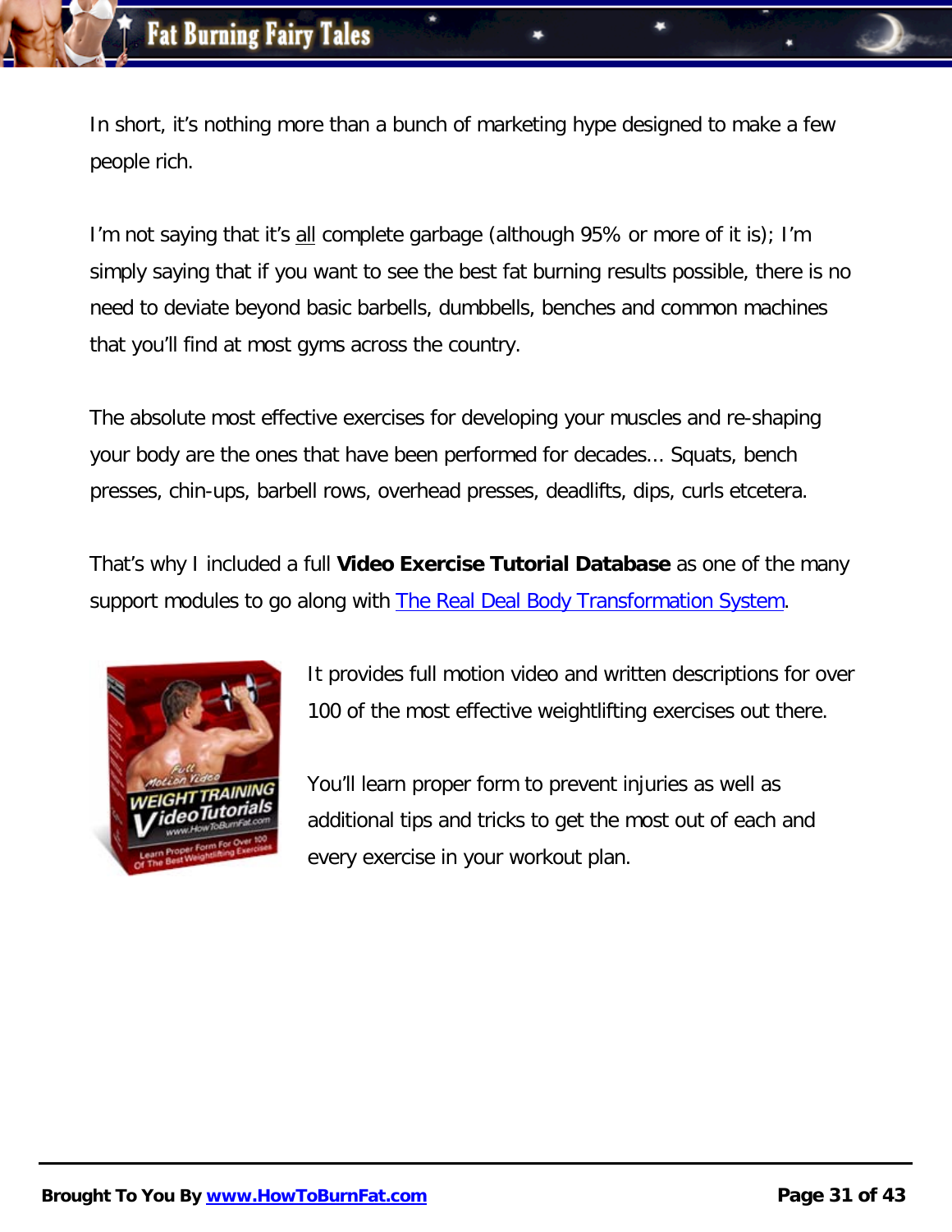In short, it's nothing more than a bunch of marketing hype designed to make a few people rich.

I'm not saying that it's all complete garbage (although 95% or more of it is); I'm simply saying that if you want to see the best fat burning results possible, there is no need to deviate beyond basic barbells, dumbbells, benches and common machines that you'll find at most gyms across the country.

The absolute most effective exercises for developing your muscles and re-shaping your body are the ones that have been performed for decades... Squats, bench presses, chin-ups, barbell rows, overhead presses, deadlifts, dips, curls etcetera.

That's why I included a full **Video Exercise Tutorial Database** as one of the many support modules to go along with The Real Deal Body Transformation System.

It provides full motion video and written descriptions for over 100 of the most effective weightlifting exercises out there.

You'll learn proper form to prevent injuries as well as additional tips and tricks to get the most out of each and every exercise in your workout plan.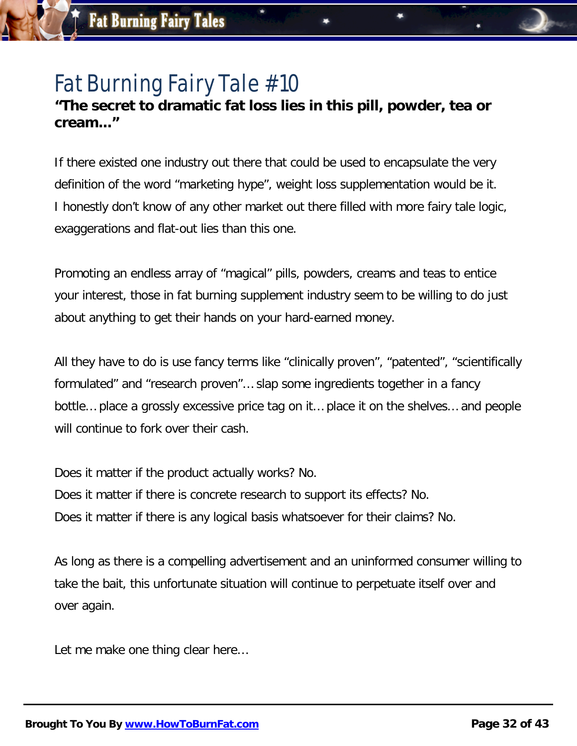# Fat Burning Fairy Tale #10

**"The secret to dramatic fat loss lies in this pill, powder, tea or cream..."**

If there existed one industry out there that could be used to encapsulate the very definition of the word "marketing hype", weight loss supplementation would be it. I honestly don't know of any other market out there filled with more fairy tale logic, exaggerations and flat-out lies than this one.

Promoting an endless array of "magical" pills, powders, creams and teas to entice your interest, those in fat burning supplement industry seem to be willing to do just about anything to get their hands on your hard-earned money.

All they have to do is use fancy terms like "clinically proven", "patented", "scientifically formulated" and "research proven"… slap some ingredients together in a fancy bottle… place a grossly excessive price tag on it… place it on the shelves… and people will continue to fork over their cash.

Does it matter if the product actually works? No.
Does it matter if there is concrete research to support its effects? No.
Does it matter if there is any logical basis whatsoever for their claims? No.

As long as there is a compelling advertisement and an uninformed consumer willing to take the bait, this unfortunate situation will continue to perpetuate itself over and over again.

Let me make one thing clear here…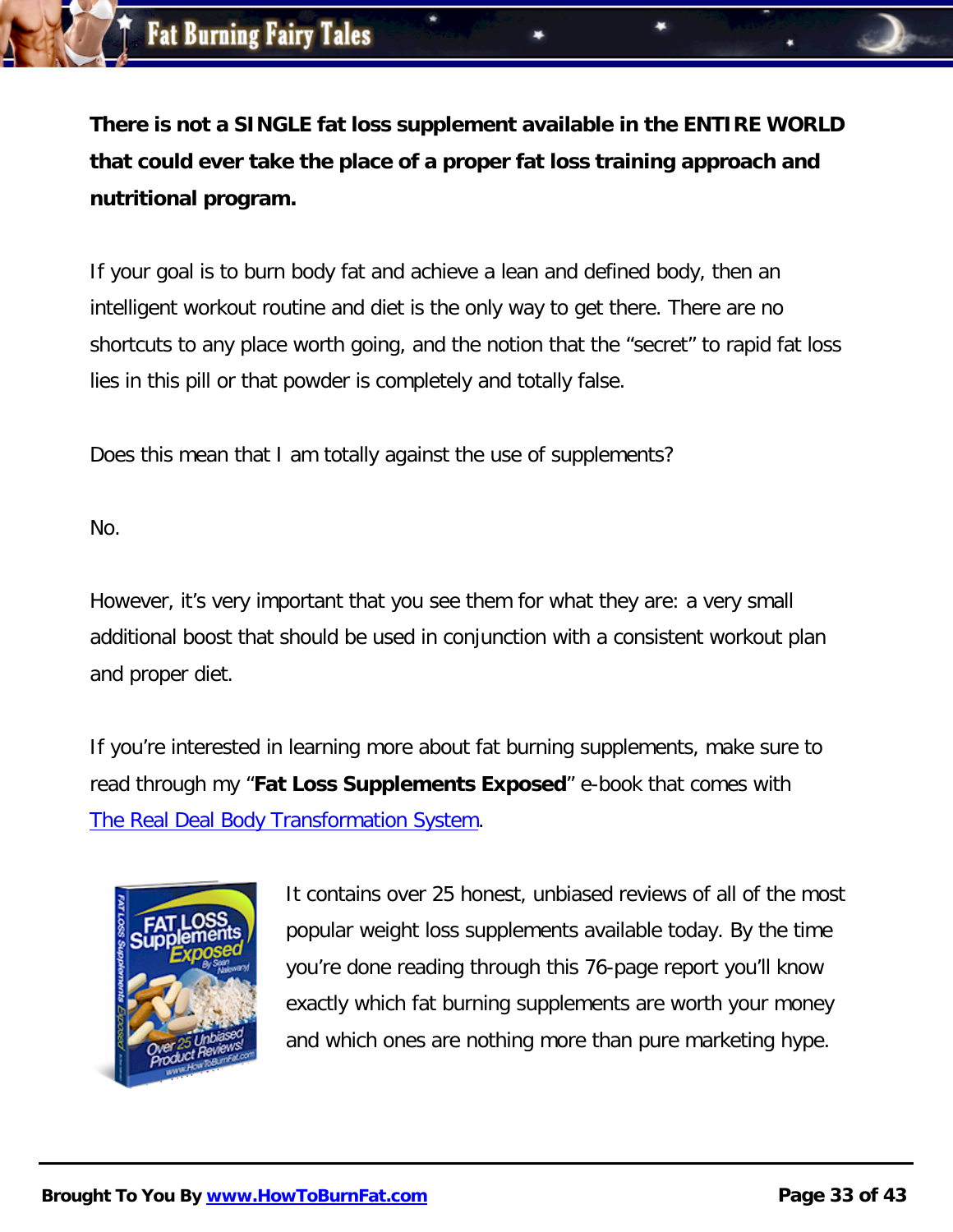**There is not a SINGLE fat loss supplement available in the ENTIRE WORLD that could ever take the place of a proper fat loss training approach and nutritional program.**

If your goal is to burn body fat and achieve a lean and defined body, then an intelligent workout routine and diet is the only way to get there. There are no shortcuts to any place worth going, and the notion that the "secret" to rapid fat loss lies in this pill or that powder is completely and totally false.

Does this mean that I am totally against the use of supplements?

No.

However, it's very important that you see them for what they are: a very small additional boost that should be used in conjunction with a consistent workout plan and proper diet.

If you're interested in learning more about fat burning supplements, make sure to read through my "**Fat Loss Supplements Exposed**" e-book that comes with The Real Deal Body Transformation System.

It contains over 25 honest, unbiased reviews of all of the most popular weight loss supplements available today. By the time you're done reading through this 76-page report you'll know exactly which fat burning supplements are worth your money and which ones are nothing more than pure marketing hype.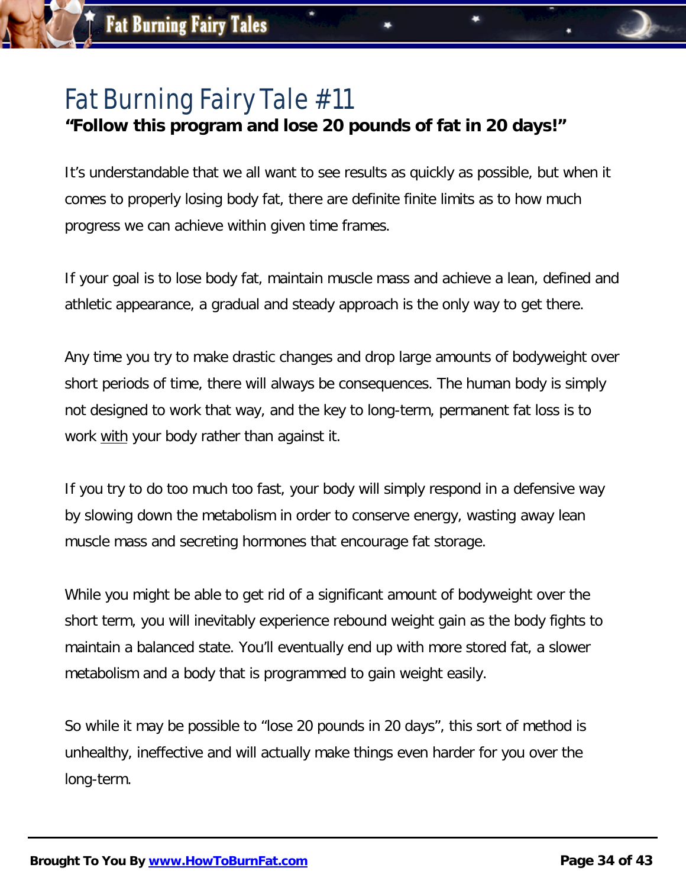# Fat Burning Fairy Tale #11

**"Follow this program and lose 20 pounds of fat in 20 days!"**

It's understandable that we all want to see results as quickly as possible, but when it comes to properly losing body fat, there are definite finite limits as to how much progress we can achieve within given time frames.

If your goal is to lose body fat, maintain muscle mass and achieve a lean, defined and athletic appearance, a gradual and steady approach is the only way to get there.

Any time you try to make drastic changes and drop large amounts of bodyweight over short periods of time, there will always be consequences. The human body is simply not designed to work that way, and the key to long-term, permanent fat loss is to work <u>with</u> your body rather than against it.

If you try to do too much too fast, your body will simply respond in a defensive way by slowing down the metabolism in order to conserve energy, wasting away lean muscle mass and secreting hormones that encourage fat storage.

While you might be able to get rid of a significant amount of bodyweight over the short term, you will inevitably experience rebound weight gain as the body fights to maintain a balanced state. You'll eventually end up with more stored fat, a slower metabolism and a body that is programmed to gain weight easily.

So while it may be possible to "lose 20 pounds in 20 days", this sort of method is unhealthy, ineffective and will actually make things even harder for you over the long-term.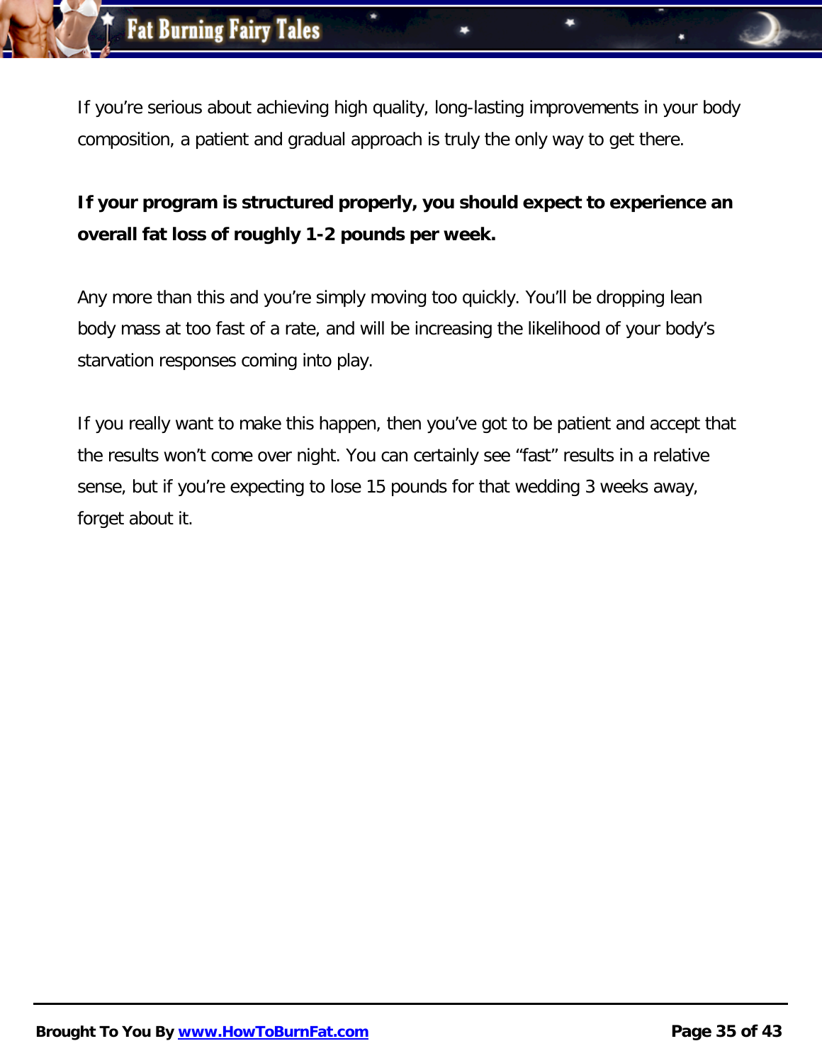If you're serious about achieving high quality, long-lasting improvements in your body composition, a patient and gradual approach is truly the only way to get there.

**If your program is structured properly, you should expect to experience an overall fat loss of roughly 1-2 pounds per week.**

Any more than this and you're simply moving too quickly. You'll be dropping lean body mass at too fast of a rate, and will be increasing the likelihood of your body's starvation responses coming into play.

If you really want to make this happen, then you've got to be patient and accept that the results won't come over night. You can certainly see "fast" results in a relative sense, but if you're expecting to lose 15 pounds for that wedding 3 weeks away, forget about it.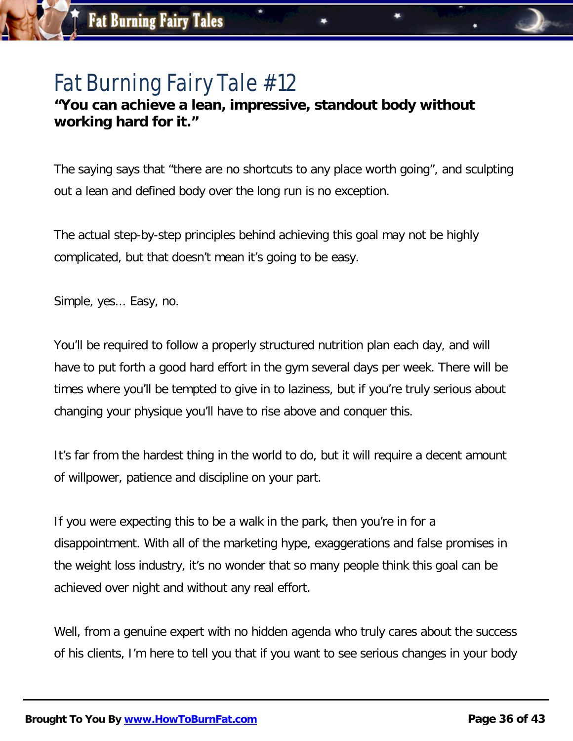# Fat Burning Fairy Tale #12

**"You can achieve a lean, impressive, standout body without working hard for it."**

The saying says that "there are no shortcuts to any place worth going", and sculpting out a lean and defined body over the long run is no exception.

The actual step-by-step principles behind achieving this goal may not be highly complicated, but that doesn't mean it's going to be easy.

Simple, yes... Easy, no.

You'll be required to follow a properly structured nutrition plan each day, and will have to put forth a good hard effort in the gym several days per week. There will be times where you'll be tempted to give in to laziness, but if you're truly serious about changing your physique you'll have to rise above and conquer this.

It's far from the hardest thing in the world to do, but it will require a decent amount of willpower, patience and discipline on your part.

If you were expecting this to be a walk in the park, then you're in for a disappointment. With all of the marketing hype, exaggerations and false promises in the weight loss industry, it's no wonder that so many people think this goal can be achieved over night and without any real effort.

Well, from a genuine expert with no hidden agenda who truly cares about the success of his clients, I'm here to tell you that if you want to see serious changes in your body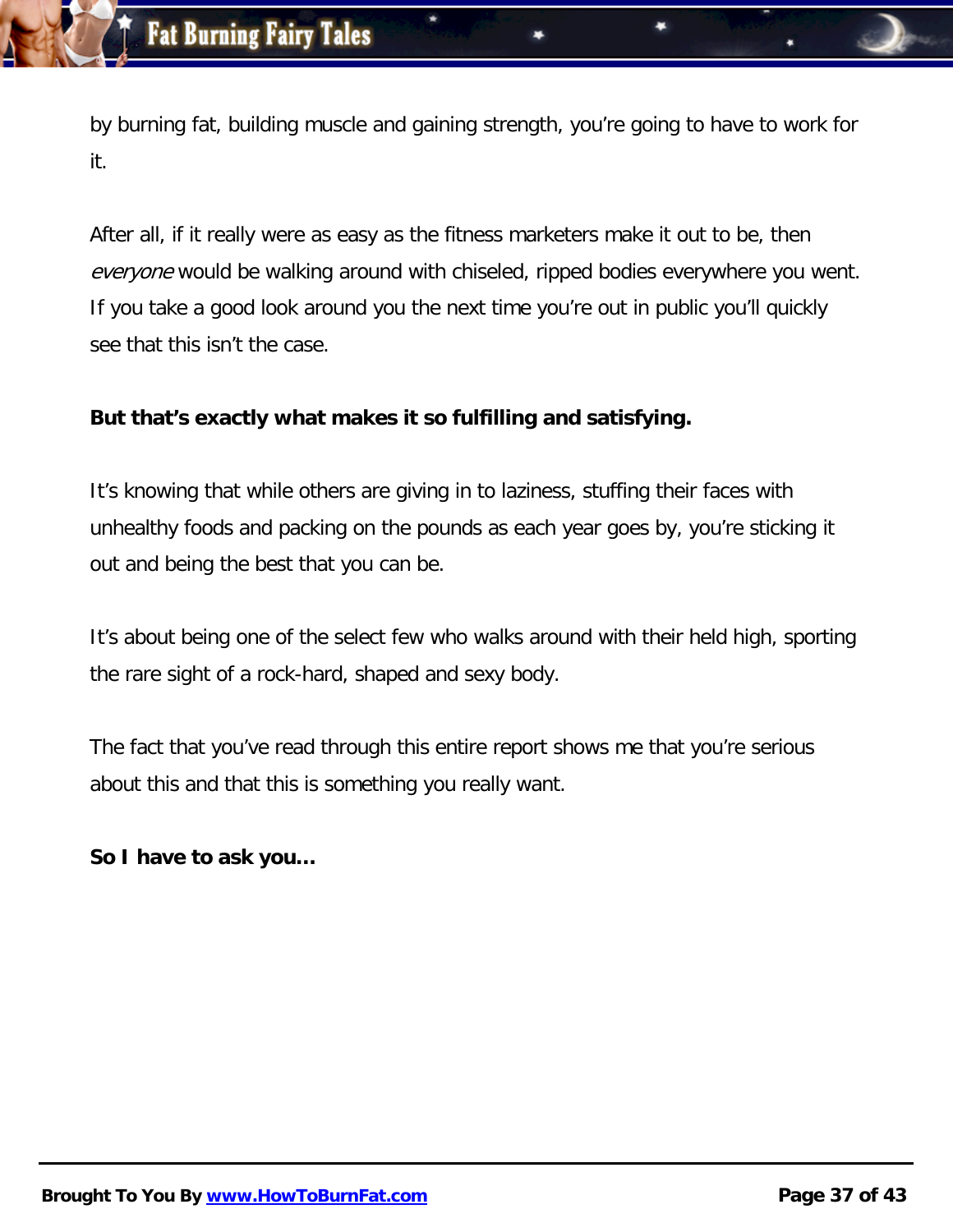by burning fat, building muscle and gaining strength, you're going to have to work for it.

After all, if it really were as easy as the fitness marketers make it out to be, then *everyone* would be walking around with chiseled, ripped bodies everywhere you went. If you take a good look around you the next time you're out in public you'll quickly see that this isn't the case.

**But that's exactly what makes it so fulfilling and satisfying.**

It's knowing that while others are giving in to laziness, stuffing their faces with unhealthy foods and packing on the pounds as each year goes by, you're sticking it out and being the best that you can be.

It's about being one of the select few who walks around with their held high, sporting the rare sight of a rock-hard, shaped and sexy body.

The fact that you've read through this entire report shows me that you're serious about this and that this is something you really want.

**So I have to ask you…**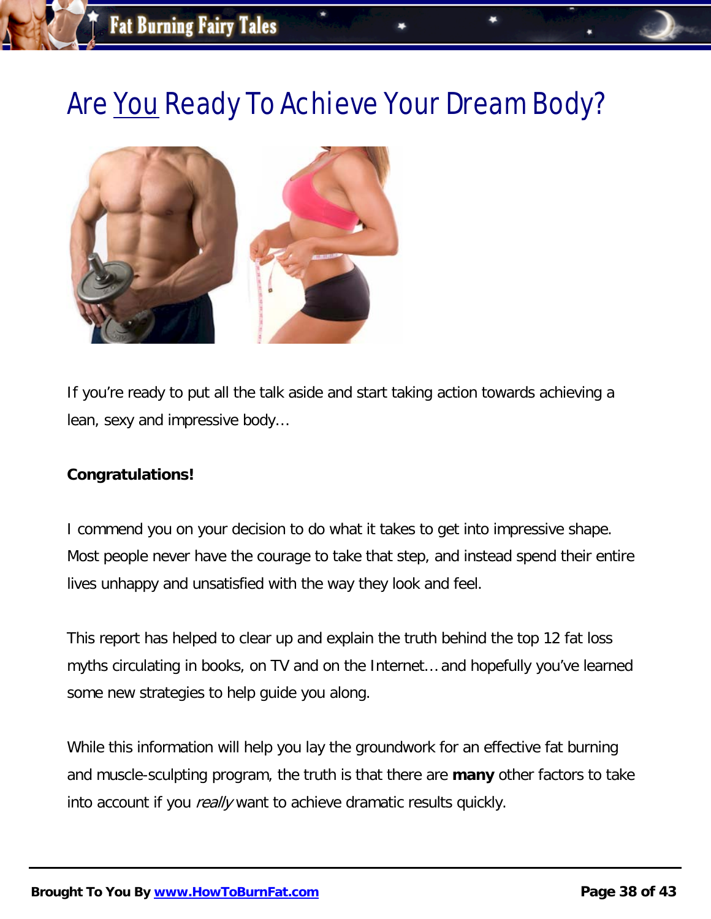# Are You Ready To Achieve Your Dream Body?

If you're ready to put all the talk aside and start taking action towards achieving a lean, sexy and impressive body…

**Congratulations!**

I commend you on your decision to do what it takes to get into impressive shape. Most people never have the courage to take that step, and instead spend their entire lives unhappy and unsatisfied with the way they look and feel.

This report has helped to clear up and explain the truth behind the top 12 fat loss myths circulating in books, on TV and on the Internet… and hopefully you've learned some new strategies to help guide you along.

While this information will help you lay the groundwork for an effective fat burning and muscle-sculpting program, the truth is that there are **many** other factors to take into account if you *really* want to achieve dramatic results quickly.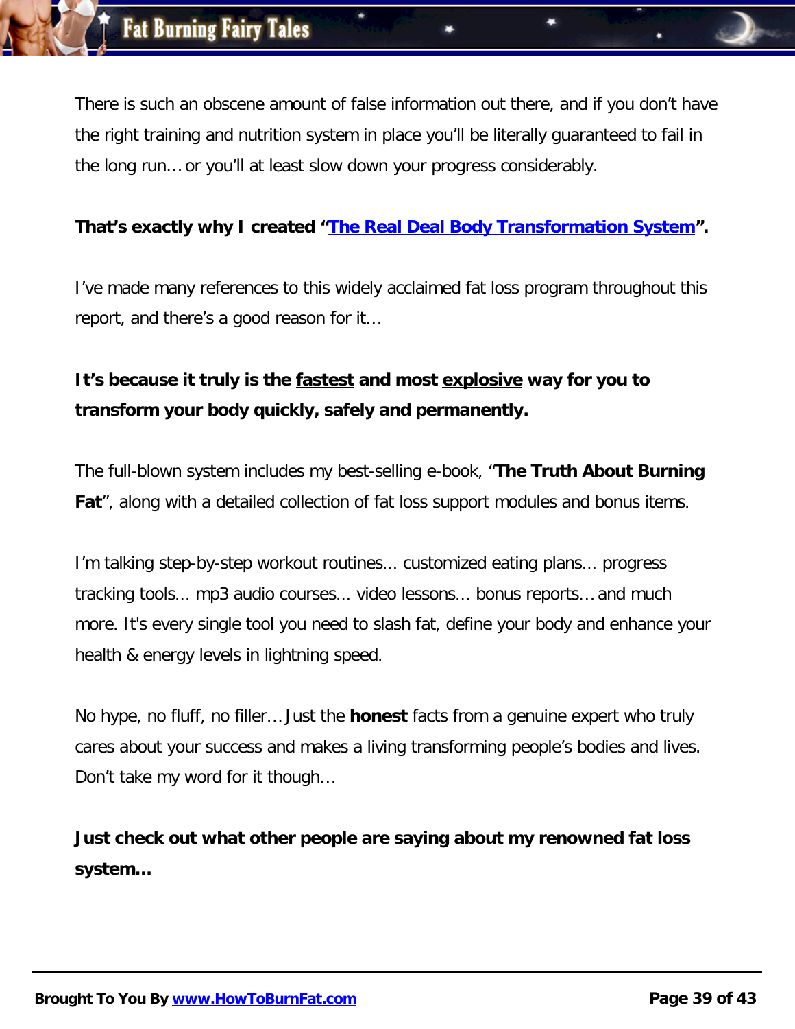There is such an obscene amount of false information out there, and if you don't have the right training and nutrition system in place you'll be literally guaranteed to fail in the long run… or you'll at least slow down your progress considerably.

**That's exactly why I created "The Real Deal Body Transformation System".**

I've made many references to this widely acclaimed fat loss program throughout this report, and there's a good reason for it…

**It's because it truly is the fastest and most explosive way for you to transform your body quickly, safely and permanently.**

The full-blown system includes my best-selling e-book, "**The Truth About Burning Fat**", along with a detailed collection of fat loss support modules and bonus items.

I'm talking step-by-step workout routines... customized eating plans... progress tracking tools... mp3 audio courses... video lessons... bonus reports… and much more. It's every single tool you need to slash fat, define your body and enhance your health & energy levels in lightning speed.

No hype, no fluff, no filler… Just the **honest** facts from a genuine expert who truly cares about your success and makes a living transforming people's bodies and lives. Don't take my word for it though…

**Just check out what other people are saying about my renowned fat loss system…**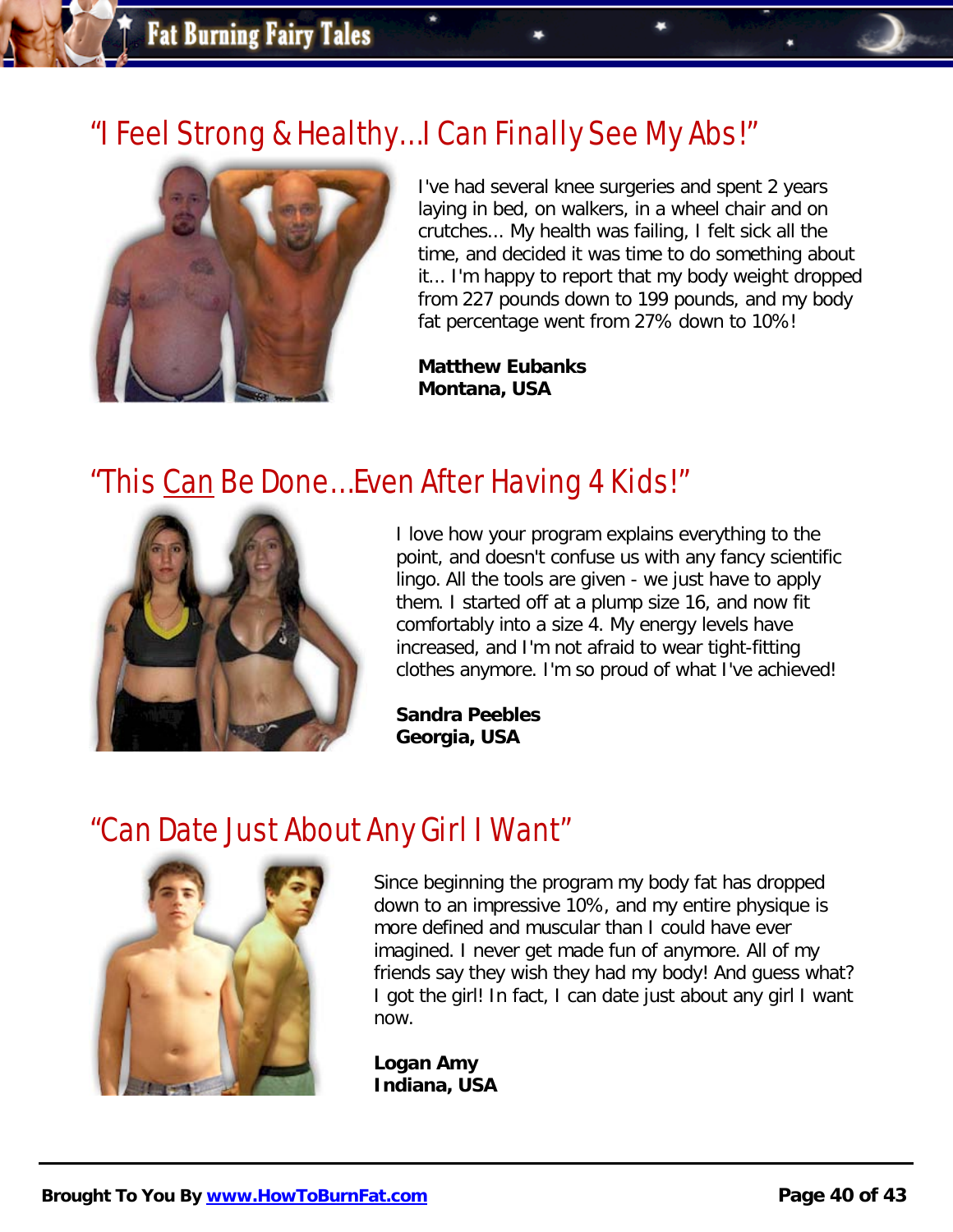## "I Feel Strong & Healthy...I Can Finally See My Abs!"

I've had several knee surgeries and spent 2 years laying in bed, on walkers, in a wheel chair and on crutches... My health was failing, I felt sick all the time, and decided it was time to do something about it... I'm happy to report that my body weight dropped from 227 pounds down to 199 pounds, and my body fat percentage went from 27% down to 10%!

**Matthew Eubanks**
**Montana, USA**

## "This Can Be Done...Even After Having 4 Kids!"

I love how your program explains everything to the point, and doesn't confuse us with any fancy scientific lingo. All the tools are given - we just have to apply them. I started off at a plump size 16, and now fit comfortably into a size 4. My energy levels have increased, and I'm not afraid to wear tight-fitting clothes anymore. I'm so proud of what I've achieved!

**Sandra Peebles**
**Georgia, USA**

## "Can Date Just About Any Girl I Want"

Since beginning the program my body fat has dropped down to an impressive 10%, and my entire physique is more defined and muscular than I could have ever imagined. I never get made fun of anymore. All of my friends say they wish they had my body! And guess what? I got the girl! In fact, I can date just about any girl I want now.

**Logan Amy**
**Indiana, USA**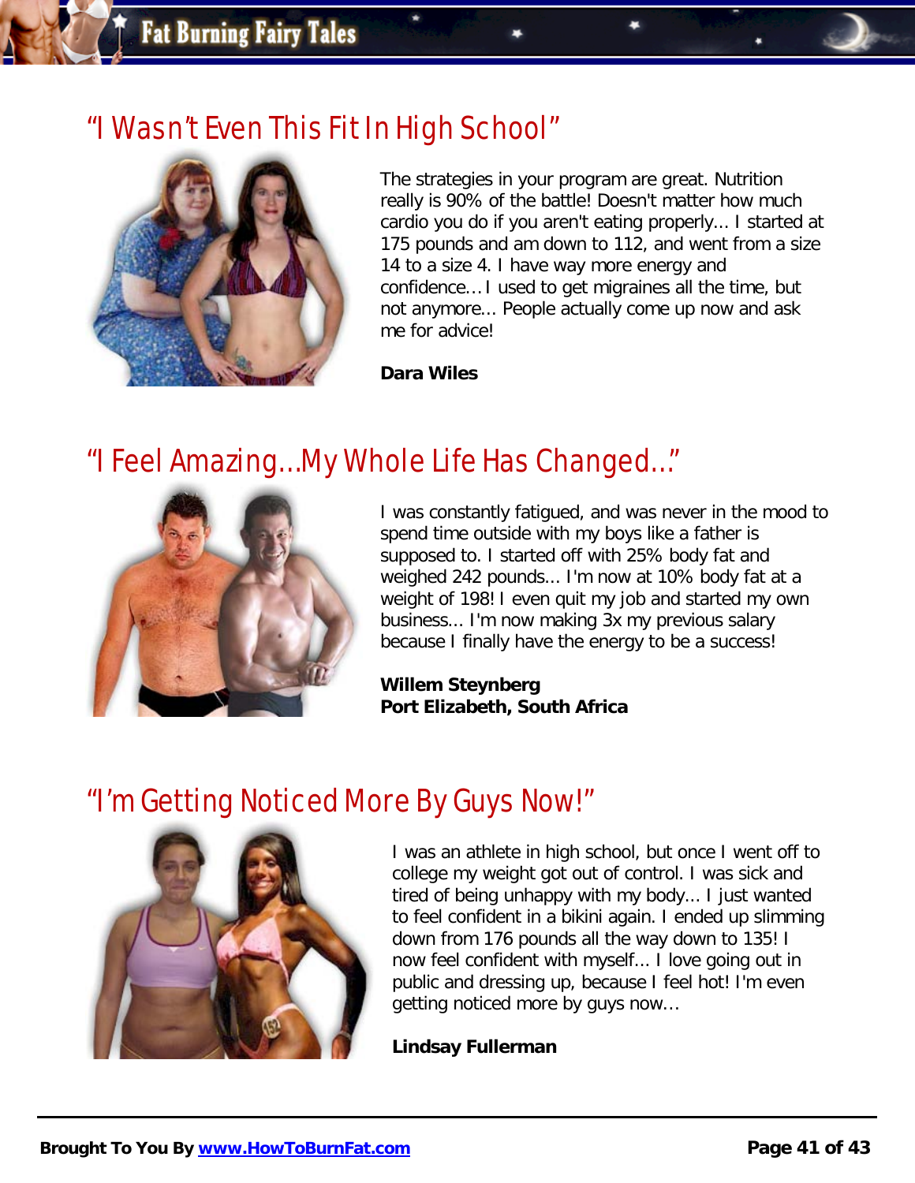## "I Wasn't Even This Fit In High School"

The strategies in your program are great. Nutrition really is 90% of the battle! Doesn't matter how much cardio you do if you aren't eating properly... I started at 175 pounds and am down to 112, and went from a size 14 to a size 4. I have way more energy and confidence... I used to get migraines all the time, but not anymore... People actually come up now and ask me for advice!

**Dara Wiles**

## "I Feel Amazing...My Whole Life Has Changed..."

I was constantly fatigued, and was never in the mood to spend time outside with my boys like a father is supposed to. I started off with 25% body fat and weighed 242 pounds... I'm now at 10% body fat at a weight of 198! I even quit my job and started my own business... I'm now making 3x my previous salary because I finally have the energy to be a success!

**Willem Steynberg**
**Port Elizabeth, South Africa**

## "I'm Getting Noticed More By Guys Now!"

I was an athlete in high school, but once I went off to college my weight got out of control. I was sick and tired of being unhappy with my body... I just wanted to feel confident in a bikini again. I ended up slimming down from 176 pounds all the way down to 135! I now feel confident with myself... I love going out in public and dressing up, because I feel hot! I'm even getting noticed more by guys now...

**Lindsay Fullerman**

**Brought To You By [www.HowToBurnFat.com](http://www.HowToBurnFat.com)**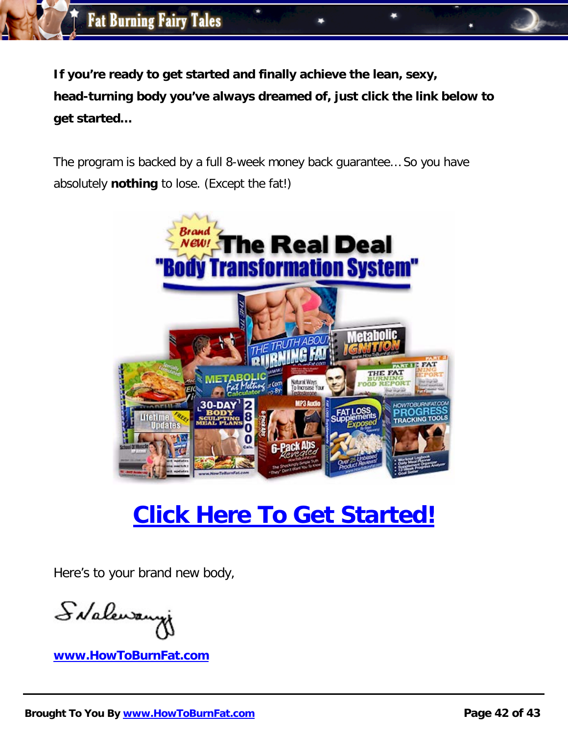**If you're ready to get started and finally achieve the lean, sexy, head-turning body you've always dreamed of, just click the link below to get started…**

The program is backed by a full 8-week money back guarantee… So you have absolutely **nothing** to lose. (Except the fat!)

## Click Here To Get Started!

Here's to your brand new body,

www.HowToBurnFat.com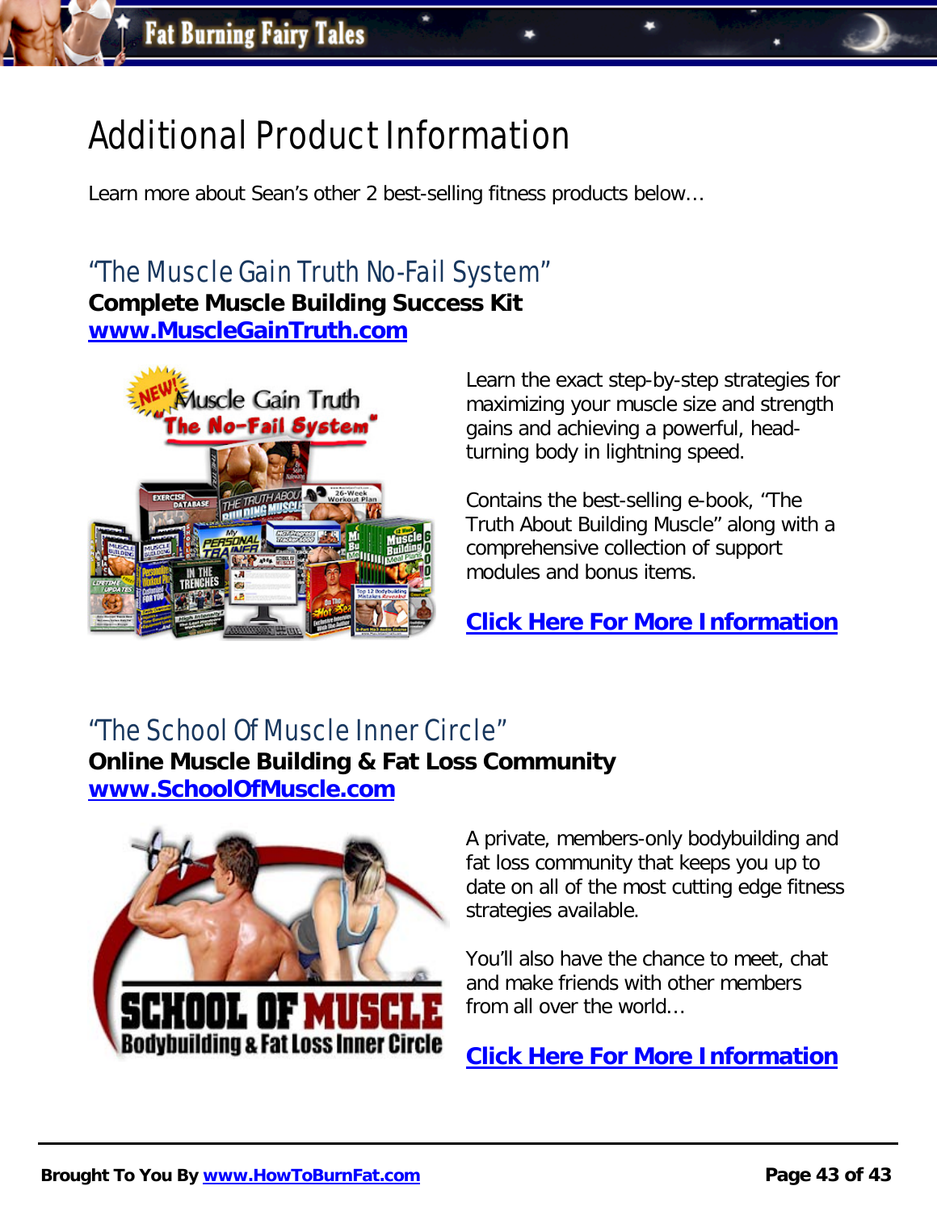# Additional Product Information

Learn more about Sean's other 2 best-selling fitness products below…

## "The Muscle Gain Truth No-Fail System"

**Complete Muscle Building Success Kit**

**www.MuscleGainTruth.com**

Learn the exact step-by-step strategies for maximizing your muscle size and strength gains and achieving a powerful, head-turning body in lightning speed.

Contains the best-selling e-book, "The Truth About Building Muscle" along with a comprehensive collection of support modules and bonus items.

**Click Here For More Information**

## "The School Of Muscle Inner Circle"

**Online Muscle Building & Fat Loss Community**

**www.SchoolOfMuscle.com**

A private, members-only bodybuilding and fat loss community that keeps you up to date on all of the most cutting edge fitness strategies available.

You'll also have the chance to meet, chat and make friends with other members from all over the world…

**Click Here For More Information**